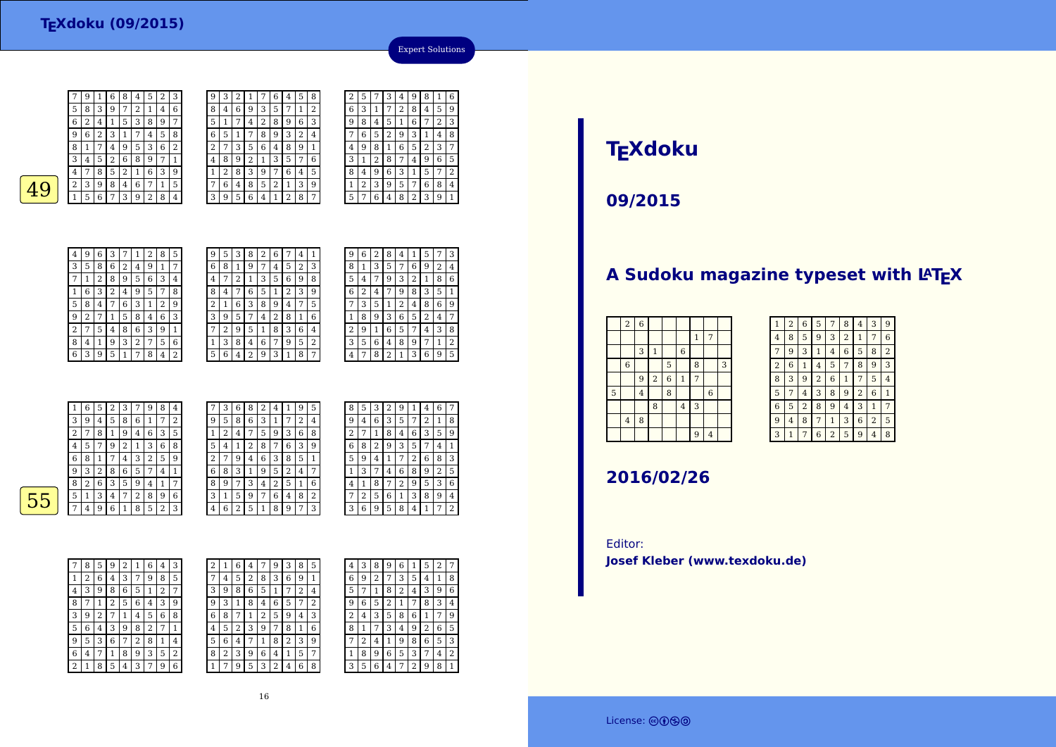# TEXdoku (09/2015)

Expert Solutions

49

| 7 | 9 | 1 | 6 | 8 | 4 | 5 | 2 | 3 |
|---|---|---|---|---|---|---|---|---|
| 5 | 8 | 3 | 9 | 7 | 2 | 1 | 4 | 6 |
| 6 | 2 | 4 | 1 | 5 | 3 | 8 | 9 | 7 |
| 9 | 6 | 2 | 3 | 1 | 7 | 4 | 5 | 8 |
| 8 | 1 | 7 | 4 | 9 | 5 | 3 | 6 | 2 |
| 3 | 4 | 5 | 2 | 6 | 8 | 9 | 7 | 1 |
| 4 | 7 | 8 | 5 | 2 | 1 | 6 | 3 | 9 |
| 2 | 3 | 9 | 8 | 4 | 6 | 7 | 1 | 5 |
| 1 | 5 | 6 | 7 | 3 | 9 | 2 | 8 | 4 |

| 9 | 3 | 2 | 1 | 7 | 6 | 4 | 5 | 8 |
|---|---|---|---|---|---|---|---|---|
| 8 | 4 | 6 | 9 | 3 | 5 | 7 | 1 | 2 |
| 5 | 1 | 7 | 4 | 2 | 8 | 9 | 6 | 3 |
| 6 | 5 | 1 | 7 | 8 | 9 | 3 | 2 | 4 |
| 2 | 7 | 3 | 5 | 6 | 4 | 8 | 9 | 1 |
| 4 | 8 | 9 | 2 | 1 | 3 | 5 | 7 | 6 |
| 1 | 2 | 8 | 3 | 9 | 7 | 6 | 4 | 5 |
| 7 | 6 | 4 | 8 | 5 | 2 | 1 | 3 | 9 |
| 3 | 9 | 5 | 6 | 4 | 1 | 2 | 8 | 7 |

| 2 | 5 | 7 | 3 | 4 | 9 | 8 | 1 | 6 |
|---|---|---|---|---|---|---|---|---|
| 6 | 3 | 1 | 7 | 2 | 8 | 4 | 5 | 9 |
| 9 | 8 | 4 | 5 | 1 | 6 | 7 | 2 | 3 |
| 7 | 6 | 5 | 2 | 9 | 3 | 1 | 4 | 8 |
| 4 | 9 | 8 | 1 | 6 | 5 | 2 | 3 | 7 |
| 3 | 1 | 2 | 8 | 7 | 4 | 9 | 6 | 5 |
| 8 | 4 | 9 | 6 | 3 | 1 | 5 | 7 | 2 |
| 1 | 2 | 3 | 9 | 5 | 7 | 6 | 8 | 4 |
| 5 | 7 | 6 | 4 | 8 | 2 | 3 | 9 | 1 |

| 4 | 9 | 6 | 3 | 7 | 1 | 2 | 8 | 5 |
|---|---|---|---|---|---|---|---|---|
| 3 | 5 | 8 | 6 | 2 | 4 | 9 | 1 | 7 |
| 7 | 1 | 2 | 8 | 9 | 5 | 6 | 3 | 4 |
| 1 | 6 | 3 | 2 | 4 | 9 | 5 | 7 | 8 |
| 5 | 8 | 4 | 7 | 6 | 3 | 1 | 2 | 9 |
| 9 | 2 | 7 | 1 | 5 | 8 | 4 | 6 | 3 |
| 2 | 7 | 5 | 4 | 8 | 6 | 3 | 9 | 1 |
| 8 | 4 | 1 | 9 | 3 | 2 | 7 | 5 | 6 |
| 6 | 3 | 9 | 5 | 1 | 7 | 8 | 4 | 2 |

| 9 | 5 | 3 | 8 | 2 | 6 | 7 | 4 | 1 |
|---|---|---|---|---|---|---|---|---|
| 6 | 8 | 1 | 9 | 7 | 4 | 5 | 2 | 3 |
| 4 | 7 | 2 | 1 | 3 | 5 | 6 | 9 | 8 |
| 8 | 4 | 7 | 6 | 5 | 1 | 2 | 3 | 9 |
| 2 | 1 | 6 | 3 | 8 | 9 | 4 | 7 | 5 |
| 3 | 9 | 5 | 7 | 4 | 2 | 8 | 1 | 6 |
| 7 | 2 | 9 | 5 | 1 | 8 | 3 | 6 | 4 |
| 1 | 3 | 8 | 4 | 6 | 7 | 9 | 5 | 2 |
| 5 | 6 | 4 | 2 | 9 | 3 | 1 | 8 | 7 |

| 9 | 6 | 2 | 8 | 4 | 1 | 5 | 7 | 3 |
|---|---|---|---|---|---|---|---|---|
| 8 | 1 | 3 | 5 | 7 | 6 | 9 | 2 | 4 |
| 5 | 4 | 7 | 9 | 3 | 2 | 1 | 8 | 6 |
| 6 | 2 | 4 | 7 | 9 | 8 | 3 | 5 | 1 |
| 7 | 3 | 5 | 1 | 2 | 4 | 8 | 6 | 9 |
| 1 | 8 | 9 | 3 | 6 | 5 | 2 | 4 | 7 |
| 2 | 9 | 1 | 6 | 5 | 7 | 4 | 3 | 8 |
| 3 | 5 | 6 | 4 | 8 | 9 | 7 | 1 | 2 |
| 4 | 7 | 8 | 2 | 1 | 3 | 6 | 9 | 5 |

55

| 1 | 6 | 5 | 2 | 3 | 7 | 9 | 8 | 4 |
|---|---|---|---|---|---|---|---|---|
| 3 | 9 | 4 | 5 | 8 | 6 | 1 | 7 | 2 |
| 2 | 7 | 8 | 1 | 9 | 4 | 6 | 3 | 5 |
| 4 | 5 | 7 | 9 | 2 | 1 | 3 | 6 | 8 |
| 6 | 8 | 1 | 7 | 4 | 3 | 2 | 5 | 9 |
| 9 | 3 | 2 | 8 | 6 | 5 | 7 | 4 | 1 |
| 8 | 2 | 6 | 3 | 5 | 9 | 4 | 1 | 7 |
| 5 | 1 | 3 | 4 | 7 | 2 | 8 | 9 | 6 |
| 7 | 4 | 9 | 6 | 1 | 8 | 5 | 2 | 3 |

| 7 | 3 | 6 | 8 | 2 | 4 | 1 | 9 | 5 |
|---|---|---|---|---|---|---|---|---|
| 9 | 5 | 8 | 6 | 3 | 1 | 7 | 2 | 4 |
| 1 | 2 | 4 | 7 | 5 | 9 | 3 | 6 | 8 |
| 5 | 4 | 1 | 2 | 8 | 7 | 6 | 3 | 9 |
| 2 | 7 | 9 | 4 | 6 | 3 | 8 | 5 | 1 |
| 6 | 8 | 3 | 1 | 9 | 5 | 2 | 4 | 7 |
| 8 | 9 | 7 | 3 | 4 | 2 | 5 | 1 | 6 |
| 3 | 1 | 5 | 9 | 7 | 6 | 4 | 8 | 2 |
| 4 | 6 | 2 | 5 | 1 | 8 | 9 | 7 | 3 |

| 8 | 5 | 3 | 2 | 9 | 1 | 4 | 6 | 7 |
|---|---|---|---|---|---|---|---|---|
| 9 | 4 | 6 | 3 | 5 | 7 | 2 | 1 | 8 |
| 2 | 7 | 1 | 8 | 4 | 6 | 3 | 5 | 9 |
| 6 | 8 | 2 | 9 | 3 | 5 | 7 | 4 | 1 |
| 5 | 9 | 4 | 1 | 7 | 2 | 6 | 8 | 3 |
| 1 | 3 | 7 | 4 | 6 | 8 | 9 | 2 | 5 |
| 4 | 1 | 8 | 7 | 2 | 9 | 5 | 3 | 6 |
| 7 | 2 | 5 | 6 | 1 | 3 | 8 | 9 | 4 |
| 3 | 6 | 9 | 5 | 8 | 4 | 1 | 7 | 2 |

| 7 | 8 | 5 | 9 | 2 | 1 | 6 | 4 | 3 |
|---|---|---|---|---|---|---|---|---|
| 1 | 2 | 6 | 4 | 3 | 7 | 9 | 8 | 5 |
| 4 | 3 | 9 | 8 | 6 | 5 | 1 | 2 | 7 |
| 8 | 7 | 1 | 2 | 5 | 6 | 4 | 3 | 9 |
| 3 | 9 | 2 | 7 | 1 | 4 | 5 | 6 | 8 |
| 5 | 6 | 4 | 3 | 9 | 8 | 2 | 7 | 1 |
| 9 | 5 | 3 | 6 | 7 | 2 | 8 | 1 | 4 |
| 6 | 4 | 7 | 1 | 8 | 9 | 3 | 5 | 2 |
| 2 | 1 | 8 | 5 | 4 | 3 | 7 | 9 | 6 |

| 2 | 1 | 6 | 4 | 7 | 9 | 3 | 8 | 5 |
|---|---|---|---|---|---|---|---|---|
| 7 | 4 | 5 | 2 | 8 | 3 | 6 | 9 | 1 |
| 3 | 9 | 8 | 6 | 5 | 1 | 7 | 2 | 4 |
| 9 | 3 | 1 | 8 | 4 | 6 | 5 | 7 | 2 |
| 6 | 8 | 7 | 1 | 2 | 5 | 9 | 4 | 3 |
| 4 | 5 | 2 | 3 | 9 | 7 | 8 | 1 | 6 |
| 5 | 6 | 4 | 7 | 1 | 8 | 2 | 3 | 9 |
| 8 | 2 | 3 | 9 | 6 | 4 | 1 | 5 | 7 |
| 1 | 7 | 9 | 5 | 3 | 2 | 4 | 6 | 8 |

| 4 | 3 | 8 | 9 | 6 | 1 | 5 | 2 | 7 |
|---|---|---|---|---|---|---|---|---|
| 6 | 9 | 2 | 7 | 3 | 5 | 4 | 1 | 8 |
| 5 | 7 | 1 | 8 | 2 | 4 | 3 | 9 | 6 |
| 9 | 6 | 5 | 2 | 1 | 7 | 8 | 3 | 4 |
| 2 | 4 | 3 | 5 | 8 | 6 | 1 | 7 | 9 |
| 8 | 1 | 7 | 3 | 4 | 9 | 2 | 6 | 5 |
| 7 | 2 | 4 | 1 | 9 | 8 | 6 | 5 | 3 |
| 1 | 8 | 9 | 6 | 5 | 3 | 7 | 4 | 2 |
| 3 | 5 | 6 | 4 | 7 | 2 | 9 | 8 | 1 |

# TEXdoku

## 09/2015

## A Sudoku magazine typeset with LaTeX

|   | 2 | 6 |   |   |   |   |   |   |
|---|---|---|---|---|---|---|---|---|
|   |   |   |   |   |   | 1 | 7 |   |
|   |   | 3 | 1 |   | 6 |   |   |   |
|   | 6 |   |   | 5 |   | 8 |   | 3 |
|   |   | 9 | 2 | 6 | 1 | 7 |   |   |
| 5 |   | 4 |   | 8 |   |   | 6 |   |
|   |   |   | 8 |   | 4 | 3 |   |   |
|   | 4 | 8 |   |   |   |   |   |   |
|   |   |   |   |   |   | 9 | 4 |   |

| 1 | 2 | 6 | 5 | 7 | 8 | 4 | 3 | 9 |
|---|---|---|---|---|---|---|---|---|
| 4 | 8 | 5 | 9 | 3 | 2 | 1 | 7 | 6 |
| 7 | 9 | 3 | 1 | 4 | 6 | 5 | 8 | 2 |
| 2 | 6 | 1 | 4 | 5 | 7 | 8 | 9 | 3 |
| 8 | 3 | 9 | 2 | 6 | 1 | 7 | 5 | 4 |
| 5 | 7 | 4 | 3 | 8 | 9 | 2 | 6 | 1 |
| 6 | 5 | 2 | 8 | 9 | 4 | 3 | 1 | 7 |
| 9 | 4 | 8 | 7 | 1 | 3 | 6 | 2 | 5 |
| 3 | 1 | 7 | 6 | 2 | 5 | 9 | 4 | 8 |

## 2016/02/26

Editor:
**Josef Kleber (www.texdoku.de)**

License: CC BY-NC-SA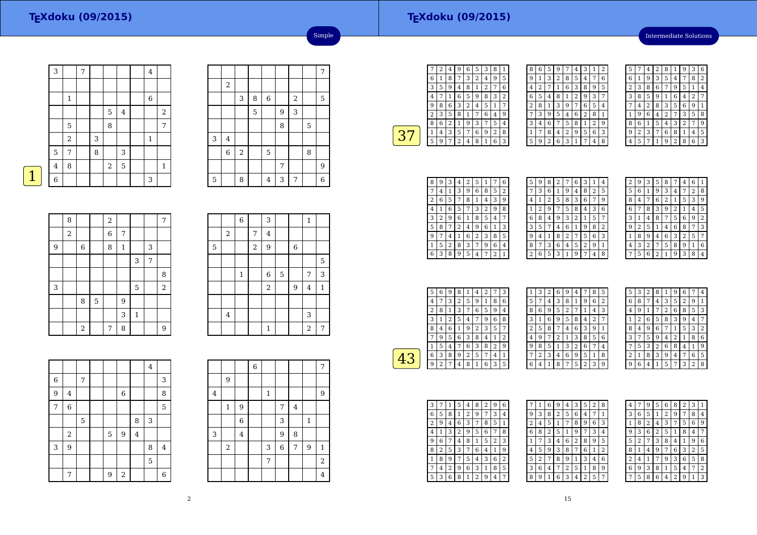## Simple

### 1

|   |   |   |   |   |   |   |   |   |
|---|---|---|---|---|---|---|---|---|
| 3 |   | 7 |   |   |   |   | 4 |   |
|   |   |   |   |   |   |   |   |   |
|   | 1 |   |   |   |   |   | 6 |   |
|   |   |   |   | 5 | 4 |   |   | 2 |
|   | 5 |   |   | 8 |   |   |   | 7 |
|   | 2 |   | 3 |   |   |   | 1 |   |
| 5 | 7 |   | 8 |   | 3 |   |   |   |
| 4 | 8 |   |   | 2 | 5 |   |   | 1 |
| 6 |   |   |   |   |   |   | 3 |   |

|   |   |   |   |   |   |   |   |   |
|---|---|---|---|---|---|---|---|---|
|   |   |   |   |   |   |   |   | 7 |
|   | 2 |   |   |   |   |   |   |   |
|   |   | 3 | 8 | 6 |   | 2 |   | 5 |
|   |   |   | 5 |   | 9 | 3 |   |   |
|   |   |   |   |   | 8 |   | 5 |   |
| 3 | 4 |   |   |   |   |   |   |   |
|   | 6 | 2 |   | 5 |   |   | 8 |   |
|   |   |   |   |   | 7 |   |   | 9 |
| 5 |   | 8 |   | 4 | 3 | 7 |   | 6 |

|   |   |   |   |   |   |   |   |   |
|---|---|---|---|---|---|---|---|---|
|   | 8 |   |   | 2 |   |   |   | 7 |
|   | 2 |   |   | 6 | 7 |   |   |   |
| 9 |   | 6 |   | 8 | 1 |   | 3 |   |
|   |   |   |   |   |   | 3 | 7 |   |
|   |   |   |   |   |   |   |   | 8 |
| 3 |   |   |   |   |   | 5 |   | 2 |
|   |   | 8 | 5 |   | 9 |   |   |   |
|   |   |   |   |   | 3 | 1 |   |   |
|   |   | 2 |   | 7 | 8 |   |   | 9 |

|   |   |   |   |   |   |   |   |   |
|---|---|---|---|---|---|---|---|---|
|   |   | 6 |   | 3 |   |   | 1 |   |
|   | 2 |   | 7 | 4 |   |   |   |   |
| 5 |   |   | 2 | 9 |   | 6 |   |   |
|   |   |   |   |   |   |   |   | 5 |
|   |   | 1 |   | 6 | 5 |   | 7 | 3 |
|   |   |   |   | 2 |   | 9 | 4 | 1 |
|   |   |   |   |   |   |   |   |   |
|   | 4 |   |   |   |   |   | 3 |   |
|   |   |   |   | 1 |   |   | 2 | 7 |

|   |   |   |   |   |   |   |   |   |
|---|---|---|---|---|---|---|---|---|
|   |   |   |   |   |   |   | 4 |   |
| 6 |   | 7 |   |   |   |   |   | 3 |
| 9 | 4 |   |   |   | 6 |   |   | 8 |
| 7 | 6 |   |   |   |   |   |   | 5 |
|   |   | 5 |   |   |   | 8 | 3 |   |
|   | 2 |   |   | 5 | 9 | 4 |   |   |
| 3 | 9 |   |   |   |   |   | 8 | 4 |
|   |   |   |   |   |   |   | 5 |   |
|   | 7 |   |   | 9 | 2 |   |   | 6 |

|   |   |   |   |   |   |   |   |   |
|---|---|---|---|---|---|---|---|---|
|   |   |   | 6 |   |   |   |   | 7 |
|   | 9 |   |   |   |   |   |   |   |
| 4 |   |   |   | 1 |   |   |   | 9 |
|   | 1 | 9 |   |   | 7 | 4 |   |   |
|   |   | 6 |   |   | 3 |   | 1 |   |
| 3 |   | 4 |   |   | 9 | 8 |   |   |
|   | 2 |   |   | 3 | 6 | 7 | 9 | 1 |
|   |   |   |   | 7 |   |   |   | 2 |
|   |   |   |   |   |   |   |   | 4 |

## Intermediate Solutions

### 37

|   |   |   |   |   |   |   |   |   |
|---|---|---|---|---|---|---|---|---|
| 7 | 2 | 4 | 9 | 6 | 5 | 3 | 8 | 1 |
| 6 | 1 | 8 | 7 | 3 | 2 | 4 | 9 | 5 |
| 3 | 5 | 9 | 4 | 8 | 1 | 2 | 7 | 6 |
| 4 | 7 | 1 | 6 | 5 | 9 | 8 | 3 | 2 |
| 9 | 8 | 6 | 3 | 2 | 4 | 5 | 1 | 7 |
| 2 | 3 | 5 | 8 | 1 | 7 | 6 | 4 | 9 |
| 8 | 6 | 2 | 1 | 9 | 3 | 7 | 5 | 4 |
| 1 | 4 | 3 | 5 | 7 | 6 | 9 | 2 | 8 |
| 5 | 9 | 7 | 2 | 4 | 8 | 1 | 6 | 3 |

|   |   |   |   |   |   |   |   |   |
|---|---|---|---|---|---|---|---|---|
| 8 | 6 | 5 | 9 | 7 | 4 | 3 | 1 | 2 |
| 9 | 1 | 3 | 2 | 8 | 5 | 4 | 7 | 6 |
| 4 | 2 | 7 | 1 | 6 | 3 | 8 | 9 | 5 |
| 6 | 5 | 4 | 8 | 1 | 2 | 9 | 3 | 7 |
| 2 | 8 | 1 | 3 | 9 | 7 | 6 | 5 | 4 |
| 7 | 3 | 9 | 5 | 4 | 6 | 2 | 8 | 1 |
| 3 | 4 | 6 | 7 | 5 | 8 | 1 | 2 | 9 |
| 1 | 7 | 8 | 4 | 2 | 9 | 5 | 6 | 3 |
| 5 | 9 | 2 | 6 | 3 | 1 | 7 | 4 | 8 |

|   |   |   |   |   |   |   |   |   |
|---|---|---|---|---|---|---|---|---|
| 5 | 7 | 4 | 2 | 8 | 1 | 9 | 3 | 6 |
| 6 | 1 | 9 | 3 | 5 | 4 | 7 | 8 | 2 |
| 2 | 3 | 8 | 6 | 7 | 9 | 5 | 1 | 4 |
| 3 | 8 | 5 | 9 | 1 | 6 | 4 | 2 | 7 |
| 7 | 4 | 2 | 8 | 3 | 5 | 6 | 9 | 1 |
| 1 | 9 | 6 | 4 | 2 | 7 | 3 | 5 | 8 |
| 8 | 6 | 1 | 5 | 4 | 3 | 2 | 7 | 9 |
| 9 | 2 | 3 | 7 | 6 | 8 | 1 | 4 | 5 |
| 4 | 5 | 7 | 1 | 9 | 2 | 8 | 6 | 3 |

|   |   |   |   |   |   |   |   |   |
|---|---|---|---|---|---|---|---|---|
| 8 | 9 | 3 | 4 | 2 | 5 | 1 | 7 | 6 |
| 7 | 4 | 1 | 3 | 9 | 6 | 8 | 5 | 2 |
| 2 | 6 | 5 | 7 | 8 | 1 | 4 | 3 | 9 |
| 4 | 1 | 6 | 5 | 7 | 3 | 2 | 9 | 8 |
| 3 | 2 | 9 | 6 | 1 | 8 | 5 | 4 | 7 |
| 5 | 8 | 7 | 2 | 4 | 9 | 6 | 1 | 3 |
| 9 | 7 | 4 | 1 | 6 | 2 | 3 | 8 | 5 |
| 1 | 5 | 2 | 8 | 3 | 7 | 9 | 6 | 4 |
| 6 | 3 | 8 | 9 | 5 | 4 | 7 | 2 | 1 |

|   |   |   |   |   |   |   |   |   |
|---|---|---|---|---|---|---|---|---|
| 5 | 9 | 8 | 2 | 7 | 6 | 3 | 1 | 4 |
| 7 | 3 | 6 | 1 | 9 | 4 | 8 | 2 | 5 |
| 4 | 1 | 2 | 5 | 8 | 3 | 6 | 7 | 9 |
| 1 | 2 | 9 | 7 | 5 | 8 | 4 | 3 | 6 |
| 6 | 8 | 4 | 9 | 3 | 2 | 1 | 5 | 7 |
| 3 | 5 | 7 | 4 | 6 | 1 | 9 | 8 | 2 |
| 9 | 4 | 1 | 8 | 2 | 7 | 5 | 6 | 3 |
| 8 | 7 | 3 | 6 | 4 | 5 | 2 | 9 | 1 |
| 2 | 6 | 5 | 3 | 1 | 9 | 7 | 4 | 8 |

|   |   |   |   |   |   |   |   |   |
|---|---|---|---|---|---|---|---|---|
| 2 | 9 | 3 | 5 | 8 | 7 | 4 | 6 | 1 |
| 5 | 6 | 1 | 9 | 3 | 4 | 7 | 2 | 8 |
| 8 | 4 | 7 | 6 | 2 | 1 | 5 | 3 | 9 |
| 6 | 7 | 8 | 3 | 9 | 2 | 1 | 4 | 5 |
| 3 | 1 | 4 | 8 | 7 | 5 | 6 | 9 | 2 |
| 9 | 2 | 5 | 1 | 4 | 6 | 8 | 7 | 3 |
| 1 | 8 | 9 | 4 | 6 | 3 | 2 | 5 | 7 |
| 4 | 3 | 2 | 7 | 5 | 8 | 9 | 1 | 6 |
| 7 | 5 | 6 | 2 | 1 | 9 | 3 | 8 | 4 |

### 43

|   |   |   |   |   |   |   |   |   |
|---|---|---|---|---|---|---|---|---|
| 5 | 6 | 9 | 8 | 1 | 4 | 2 | 7 | 3 |
| 4 | 7 | 3 | 2 | 5 | 9 | 1 | 8 | 6 |
| 2 | 8 | 1 | 3 | 7 | 6 | 5 | 9 | 4 |
| 3 | 1 | 2 | 5 | 4 | 7 | 9 | 6 | 8 |
| 8 | 4 | 6 | 1 | 9 | 2 | 3 | 5 | 7 |
| 7 | 9 | 5 | 6 | 3 | 8 | 4 | 1 | 2 |
| 1 | 5 | 4 | 7 | 6 | 3 | 8 | 2 | 9 |
| 6 | 3 | 8 | 9 | 2 | 5 | 7 | 4 | 1 |
| 9 | 2 | 7 | 4 | 8 | 1 | 6 | 3 | 5 |

|   |   |   |   |   |   |   |   |   |
|---|---|---|---|---|---|---|---|---|
| 1 | 3 | 2 | 6 | 9 | 4 | 7 | 8 | 5 |
| 5 | 7 | 4 | 3 | 8 | 1 | 9 | 6 | 2 |
| 8 | 6 | 9 | 5 | 2 | 7 | 1 | 4 | 3 |
| 3 | 1 | 6 | 9 | 5 | 8 | 4 | 2 | 7 |
| 2 | 5 | 8 | 7 | 4 | 6 | 3 | 9 | 1 |
| 4 | 9 | 7 | 2 | 1 | 3 | 8 | 5 | 6 |
| 9 | 8 | 5 | 1 | 3 | 2 | 6 | 7 | 4 |
| 7 | 2 | 3 | 4 | 6 | 9 | 5 | 1 | 8 |
| 6 | 4 | 1 | 8 | 7 | 5 | 2 | 3 | 9 |

|   |   |   |   |   |   |   |   |   |
|---|---|---|---|---|---|---|---|---|
| 5 | 3 | 2 | 8 | 1 | 9 | 6 | 7 | 4 |
| 6 | 8 | 7 | 4 | 3 | 5 | 2 | 9 | 1 |
| 4 | 9 | 1 | 7 | 2 | 6 | 8 | 5 | 3 |
| 1 | 2 | 6 | 5 | 8 | 3 | 9 | 4 | 7 |
| 8 | 4 | 9 | 6 | 7 | 1 | 5 | 3 | 2 |
| 3 | 7 | 5 | 9 | 4 | 2 | 1 | 8 | 6 |
| 7 | 5 | 3 | 2 | 6 | 8 | 4 | 1 | 9 |
| 2 | 1 | 8 | 3 | 9 | 4 | 7 | 6 | 5 |
| 9 | 6 | 4 | 1 | 5 | 7 | 3 | 2 | 8 |

|   |   |   |   |   |   |   |   |   |
|---|---|---|---|---|---|---|---|---|
| 3 | 7 | 1 | 5 | 4 | 8 | 2 | 9 | 6 |
| 6 | 5 | 8 | 1 | 2 | 9 | 7 | 3 | 4 |
| 2 | 9 | 4 | 6 | 3 | 7 | 8 | 5 | 1 |
| 4 | 1 | 3 | 2 | 9 | 5 | 6 | 7 | 8 |
| 9 | 6 | 7 | 4 | 8 | 1 | 5 | 2 | 3 |
| 8 | 2 | 5 | 3 | 7 | 6 | 4 | 1 | 9 |
| 1 | 8 | 9 | 7 | 5 | 4 | 3 | 6 | 2 |
| 7 | 4 | 2 | 9 | 6 | 3 | 1 | 8 | 5 |
| 5 | 3 | 6 | 8 | 1 | 2 | 9 | 4 | 7 |

|   |   |   |   |   |   |   |   |   |
|---|---|---|---|---|---|---|---|---|
| 7 | 1 | 6 | 9 | 4 | 3 | 5 | 2 | 8 |
| 9 | 3 | 8 | 2 | 5 | 6 | 4 | 7 | 1 |
| 2 | 4 | 5 | 1 | 7 | 8 | 9 | 6 | 3 |
| 6 | 8 | 2 | 5 | 1 | 9 | 7 | 3 | 4 |
| 1 | 7 | 3 | 4 | 6 | 2 | 8 | 9 | 5 |
| 4 | 5 | 9 | 3 | 8 | 7 | 6 | 1 | 2 |
| 5 | 2 | 7 | 8 | 9 | 1 | 3 | 4 | 6 |
| 3 | 6 | 4 | 7 | 2 | 5 | 1 | 8 | 9 |
| 8 | 9 | 1 | 6 | 3 | 4 | 2 | 5 | 7 |

|   |   |   |   |   |   |   |   |   |
|---|---|---|---|---|---|---|---|---|
| 4 | 7 | 9 | 5 | 6 | 8 | 2 | 3 | 1 |
| 3 | 6 | 5 | 1 | 2 | 9 | 7 | 8 | 4 |
| 1 | 8 | 2 | 4 | 3 | 7 | 5 | 6 | 9 |
| 9 | 3 | 6 | 2 | 5 | 1 | 8 | 4 | 7 |
| 5 | 2 | 7 | 3 | 8 | 4 | 1 | 9 | 6 |
| 8 | 1 | 4 | 9 | 7 | 6 | 3 | 2 | 5 |
| 2 | 4 | 1 | 7 | 9 | 3 | 6 | 5 | 8 |
| 6 | 9 | 3 | 8 | 1 | 5 | 4 | 7 | 2 |
| 7 | 5 | 8 | 6 | 4 | 2 | 9 | 1 | 3 |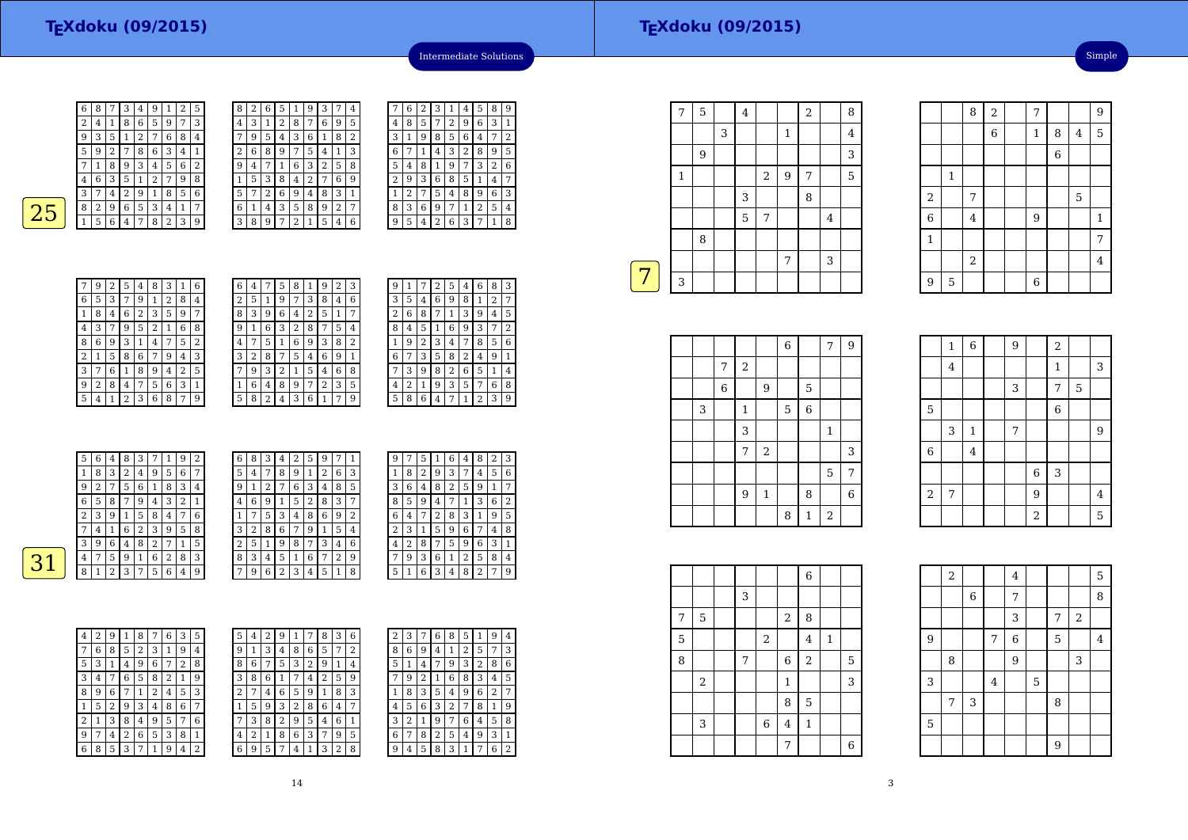Intermediate Solutions

**25**

| | | | | | | | | |
|---|---|---|---|---|---|---|---|---|
| 6 | 8 | 7 | 3 | 4 | 9 | 1 | 2 | 5 |
| 2 | 4 | 1 | 8 | 6 | 5 | 9 | 7 | 3 |
| 9 | 3 | 5 | 1 | 2 | 7 | 6 | 8 | 4 |
| 5 | 9 | 2 | 7 | 8 | 6 | 3 | 4 | 1 |
| 7 | 1 | 8 | 9 | 3 | 4 | 5 | 6 | 2 |
| 4 | 6 | 3 | 5 | 1 | 2 | 7 | 9 | 8 |
| 3 | 7 | 4 | 2 | 9 | 1 | 8 | 5 | 6 |
| 8 | 2 | 9 | 6 | 5 | 3 | 4 | 1 | 7 |
| 1 | 5 | 6 | 4 | 7 | 8 | 2 | 3 | 9 |

| | | | | | | | | |
|---|---|---|---|---|---|---|---|---|
| 8 | 2 | 6 | 5 | 1 | 9 | 3 | 7 | 4 |
| 4 | 3 | 1 | 2 | 8 | 7 | 6 | 9 | 5 |
| 7 | 9 | 5 | 4 | 3 | 6 | 1 | 8 | 2 |
| 2 | 6 | 8 | 9 | 7 | 5 | 4 | 1 | 3 |
| 9 | 4 | 7 | 1 | 6 | 3 | 2 | 5 | 8 |
| 1 | 5 | 3 | 8 | 4 | 2 | 7 | 6 | 9 |
| 5 | 7 | 2 | 6 | 9 | 4 | 8 | 3 | 1 |
| 6 | 1 | 4 | 3 | 5 | 8 | 9 | 2 | 7 |
| 3 | 8 | 9 | 7 | 2 | 1 | 5 | 4 | 6 |

| | | | | | | | | |
|---|---|---|---|---|---|---|---|---|
| 7 | 6 | 2 | 3 | 1 | 4 | 5 | 8 | 9 |
| 4 | 8 | 5 | 7 | 2 | 9 | 6 | 3 | 1 |
| 3 | 1 | 9 | 8 | 5 | 6 | 4 | 7 | 2 |
| 6 | 7 | 1 | 4 | 3 | 2 | 8 | 9 | 5 |
| 5 | 4 | 8 | 1 | 9 | 7 | 3 | 2 | 6 |
| 2 | 9 | 3 | 6 | 8 | 5 | 1 | 4 | 7 |
| 1 | 2 | 7 | 5 | 4 | 8 | 9 | 6 | 3 |
| 8 | 3 | 6 | 9 | 7 | 1 | 2 | 5 | 4 |
| 9 | 5 | 4 | 2 | 6 | 3 | 7 | 1 | 8 |

| | | | | | | | | |
|---|---|---|---|---|---|---|---|---|
| 7 | 9 | 2 | 5 | 4 | 8 | 3 | 1 | 6 |
| 6 | 5 | 3 | 7 | 9 | 1 | 2 | 8 | 4 |
| 1 | 8 | 4 | 6 | 2 | 3 | 5 | 9 | 7 |
| 4 | 3 | 7 | 9 | 5 | 2 | 1 | 6 | 8 |
| 8 | 6 | 9 | 3 | 1 | 4 | 7 | 5 | 2 |
| 2 | 1 | 5 | 8 | 6 | 7 | 9 | 4 | 3 |
| 3 | 7 | 6 | 1 | 8 | 9 | 4 | 2 | 5 |
| 9 | 2 | 8 | 4 | 7 | 5 | 6 | 3 | 1 |
| 5 | 4 | 1 | 2 | 3 | 6 | 8 | 7 | 9 |

| | | | | | | | | |
|---|---|---|---|---|---|---|---|---|
| 6 | 4 | 7 | 5 | 8 | 1 | 9 | 2 | 3 |
| 2 | 5 | 1 | 9 | 7 | 3 | 8 | 4 | 6 |
| 8 | 3 | 9 | 6 | 4 | 2 | 5 | 1 | 7 |
| 9 | 1 | 6 | 3 | 2 | 8 | 7 | 5 | 4 |
| 4 | 7 | 5 | 1 | 6 | 9 | 3 | 8 | 2 |
| 3 | 2 | 8 | 7 | 5 | 4 | 6 | 9 | 1 |
| 7 | 9 | 3 | 2 | 1 | 5 | 4 | 6 | 8 |
| 1 | 6 | 4 | 8 | 9 | 7 | 2 | 3 | 5 |
| 5 | 8 | 2 | 4 | 3 | 6 | 1 | 7 | 9 |

| | | | | | | | | |
|---|---|---|---|---|---|---|---|---|
| 9 | 1 | 7 | 2 | 5 | 4 | 6 | 8 | 3 |
| 3 | 5 | 4 | 6 | 9 | 8 | 1 | 2 | 7 |
| 2 | 6 | 8 | 7 | 1 | 3 | 9 | 4 | 5 |
| 8 | 4 | 5 | 1 | 6 | 9 | 3 | 7 | 2 |
| 1 | 9 | 2 | 3 | 4 | 7 | 8 | 5 | 6 |
| 6 | 7 | 3 | 5 | 8 | 2 | 4 | 9 | 1 |
| 7 | 3 | 9 | 8 | 2 | 6 | 5 | 1 | 4 |
| 4 | 2 | 1 | 9 | 3 | 5 | 7 | 6 | 8 |
| 5 | 8 | 6 | 4 | 7 | 1 | 2 | 3 | 9 |

**31**

| | | | | | | | | |
|---|---|---|---|---|---|---|---|---|
| 5 | 6 | 4 | 8 | 3 | 7 | 1 | 9 | 2 |
| 1 | 8 | 3 | 2 | 4 | 9 | 5 | 6 | 7 |
| 9 | 2 | 7 | 5 | 6 | 1 | 8 | 3 | 4 |
| 6 | 5 | 8 | 7 | 9 | 4 | 3 | 2 | 1 |
| 2 | 3 | 9 | 1 | 5 | 8 | 4 | 7 | 6 |
| 7 | 4 | 1 | 6 | 2 | 3 | 9 | 5 | 8 |
| 3 | 9 | 6 | 4 | 8 | 2 | 7 | 1 | 5 |
| 4 | 7 | 5 | 9 | 1 | 6 | 2 | 8 | 3 |
| 8 | 1 | 2 | 3 | 7 | 5 | 6 | 4 | 9 |

| | | | | | | | | |
|---|---|---|---|---|---|---|---|---|
| 6 | 8 | 3 | 4 | 2 | 5 | 9 | 7 | 1 |
| 5 | 4 | 7 | 8 | 9 | 1 | 2 | 6 | 3 |
| 9 | 1 | 2 | 7 | 6 | 3 | 4 | 8 | 5 |
| 4 | 6 | 9 | 1 | 5 | 2 | 8 | 3 | 7 |
| 1 | 7 | 5 | 3 | 4 | 8 | 6 | 9 | 2 |
| 3 | 2 | 8 | 6 | 7 | 9 | 1 | 5 | 4 |
| 2 | 5 | 1 | 9 | 8 | 7 | 3 | 4 | 6 |
| 8 | 3 | 4 | 5 | 1 | 6 | 7 | 2 | 9 |
| 7 | 9 | 6 | 2 | 3 | 4 | 5 | 1 | 8 |

| | | | | | | | | |
|---|---|---|---|---|---|---|---|---|
| 9 | 7 | 5 | 1 | 6 | 4 | 8 | 2 | 3 |
| 1 | 8 | 2 | 9 | 3 | 7 | 4 | 5 | 6 |
| 3 | 6 | 4 | 8 | 2 | 5 | 9 | 1 | 7 |
| 8 | 5 | 9 | 4 | 7 | 1 | 3 | 6 | 2 |
| 6 | 4 | 7 | 2 | 8 | 3 | 1 | 9 | 5 |
| 2 | 3 | 1 | 5 | 9 | 6 | 7 | 4 | 8 |
| 4 | 2 | 8 | 7 | 5 | 9 | 6 | 3 | 1 |
| 7 | 9 | 3 | 6 | 1 | 2 | 5 | 8 | 4 |
| 5 | 1 | 6 | 3 | 4 | 8 | 2 | 7 | 9 |

| | | | | | | | | |
|---|---|---|---|---|---|---|---|---|
| 4 | 2 | 9 | 1 | 8 | 7 | 6 | 3 | 5 |
| 7 | 6 | 8 | 5 | 2 | 3 | 1 | 9 | 4 |
| 5 | 3 | 1 | 4 | 9 | 6 | 7 | 2 | 8 |
| 3 | 4 | 7 | 6 | 5 | 8 | 2 | 1 | 9 |
| 8 | 9 | 6 | 7 | 1 | 2 | 4 | 5 | 3 |
| 1 | 5 | 2 | 9 | 3 | 4 | 8 | 6 | 7 |
| 2 | 1 | 3 | 8 | 4 | 9 | 5 | 7 | 6 |
| 9 | 7 | 4 | 2 | 6 | 5 | 3 | 8 | 1 |
| 6 | 8 | 5 | 3 | 7 | 1 | 9 | 4 | 2 |

| | | | | | | | | |
|---|---|---|---|---|---|---|---|---|
| 5 | 4 | 2 | 9 | 1 | 7 | 8 | 3 | 6 |
| 9 | 1 | 3 | 4 | 8 | 6 | 5 | 7 | 2 |
| 8 | 6 | 7 | 5 | 3 | 2 | 9 | 1 | 4 |
| 3 | 8 | 6 | 1 | 7 | 4 | 2 | 5 | 9 |
| 2 | 7 | 4 | 6 | 5 | 9 | 1 | 8 | 3 |
| 1 | 5 | 9 | 3 | 2 | 8 | 6 | 4 | 7 |
| 7 | 3 | 8 | 2 | 9 | 5 | 4 | 6 | 1 |
| 4 | 2 | 1 | 8 | 6 | 3 | 7 | 9 | 5 |
| 6 | 9 | 5 | 7 | 4 | 1 | 3 | 2 | 8 |

| | | | | | | | | |
|---|---|---|---|---|---|---|---|---|
| 2 | 3 | 7 | 6 | 8 | 5 | 1 | 9 | 4 |
| 8 | 6 | 9 | 4 | 1 | 2 | 5 | 7 | 3 |
| 5 | 1 | 4 | 7 | 9 | 3 | 2 | 8 | 6 |
| 7 | 9 | 2 | 1 | 6 | 8 | 3 | 4 | 5 |
| 1 | 8 | 3 | 5 | 4 | 9 | 6 | 2 | 7 |
| 4 | 5 | 6 | 3 | 2 | 7 | 8 | 1 | 9 |
| 3 | 2 | 1 | 9 | 7 | 6 | 4 | 5 | 8 |
| 6 | 7 | 8 | 2 | 5 | 4 | 9 | 3 | 1 |
| 9 | 4 | 5 | 8 | 3 | 1 | 7 | 6 | 2 |

Simple

**7**

| | | | | | | | | |
|---|---|---|---|---|---|---|---|---|
| 7 | 5 | | 4 | | | 2 | | 8 |
| | | 3 | | | 1 | | | 4 |
| | 9 | | | | | | | 3 |
| 1 | | | | 2 | 9 | 7 | | 5 |
| | | | 3 | | | 8 | | |
| | | | 5 | 7 | | | 4 | |
| | 8 | | | | | | | |
| | | | | | 7 | | 3 | |
| 3 | | | | | | | | |

| | | | | | | | | |
|---|---|---|---|---|---|---|---|---|
| | | 8 | 2 | | 7 | | | 9 |
| | | | 6 | | 1 | 8 | 4 | 5 |
| | | | | | | 6 | | |
| | 1 | | | | | | | |
| 2 | | 7 | | | | | 5 | |
| 6 | | 4 | | | 9 | | | 1 |
| 1 | | | | | | | | 7 |
| | | 2 | | | | | | 4 |
| 9 | 5 | | | | 6 | | | |

| | | | | | | | | |
|---|---|---|---|---|---|---|---|---|
| | | | | | 6 | | 7 | 9 |
| | | 7 | 2 | | | | | |
| | | 6 | | 9 | | 5 | | |
| | 3 | | 1 | | 5 | 6 | | |
| | | | 3 | | | | 1 | |
| | | | 7 | 2 | | | | 3 |
| | | | | | | | 5 | 7 |
| | | | 9 | 1 | | 8 | | 6 |
| | | | | | 8 | 1 | 2 | |

| | | | | | | | | |
|---|---|---|---|---|---|---|---|---|
| | 1 | 6 | | 9 | | 2 | | |
| | 4 | | | | | 1 | | 3 |
| | | | | 3 | | 7 | 5 | |
| 5 | | | | | | 6 | | |
| | 3 | 1 | | 7 | | | | 9 |
| 6 | | 4 | | | | | | |
| | | | | | 6 | 3 | | |
| 2 | 7 | | | | 9 | | | 4 |
| | | | | | 2 | | | 5 |

| | | | | | | | | |
|---|---|---|---|---|---|---|---|---|
| | | | | | | 6 | | |
| | | | 3 | | | | | |
| 7 | 5 | | | | 2 | 8 | | |
| 5 | | | | 2 | | 4 | 1 | |
| 8 | | | 7 | | 6 | 2 | | 5 |
| | 2 | | | | 1 | | | 3 |
| | | | | | 8 | 5 | | |
| | 3 | | | 6 | 4 | 1 | | |
| | | | | | 7 | | | 6 |

| | | | | | | | | |
|---|---|---|---|---|---|---|---|---|
| | 2 | | | 4 | | | | 5 |
| | | 6 | | 7 | | | | 8 |
| | | | | 3 | | 7 | 2 | |
| 9 | | | 7 | 6 | | 5 | | 4 |
| | 8 | | | 9 | | | 3 | |
| 3 | | | 4 | | 5 | | | |
| | 7 | 3 | | | | 8 | | |
| 5 | | | | | | | | |
| | | | | | | 9 | | |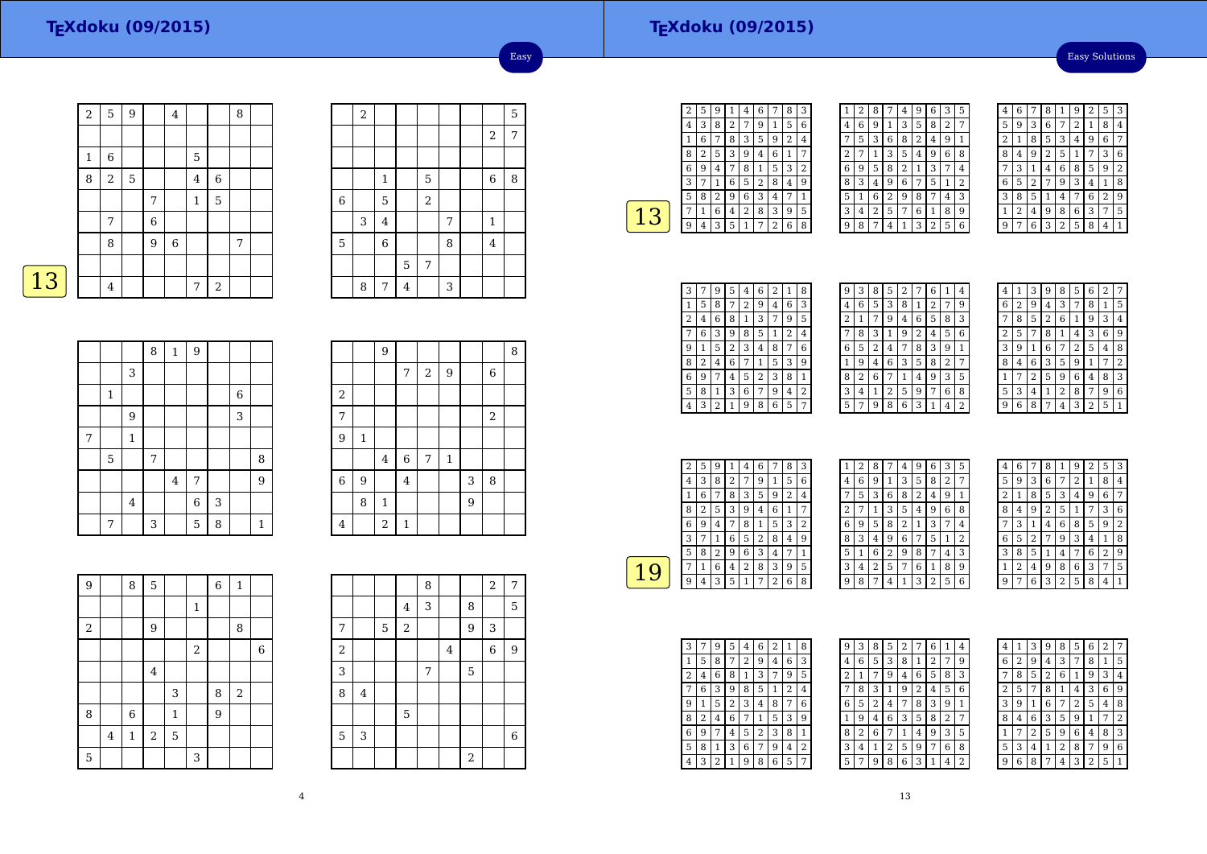## Easy

### 13

| 2 | 5 | 9 |  | 4 |  |  | 8 |  |
|---|---|---|---|---|---|---|---|---|
|  |  |  |  |  |  |  |  |  |
| 1 | 6 |  |  |  | 5 |  |  |  |
| 8 | 2 | 5 |  |  | 4 | 6 |  |  |
|  |  |  | 7 |  | 1 | 5 |  |  |
|  | 7 |  | 6 |  |  |  |  |  |
|  | 8 |  | 9 | 6 |  |  | 7 |  |
|  |  |  |  |  |  |  |  |  |
|  | 4 |  |  |  | 7 | 2 |  |  |

|  | 2 |  |  |  |  |  |  | 5 |
|---|---|---|---|---|---|---|---|---|
|  |  |  |  |  |  |  | 2 | 7 |
|  |  |  |  |  |  |  |  |  |
|  |  | 1 |  | 5 |  |  | 6 | 8 |
| 6 |  | 5 |  | 2 |  |  |  |  |
|  | 3 | 4 |  |  | 7 |  | 1 |  |
| 5 |  | 6 |  |  | 8 |  | 4 |  |
|  |  |  | 5 | 7 |  |  |  |  |
|  | 8 | 7 | 4 |  | 3 |  |  |  |

|  |  |  | 8 | 1 | 9 |  |  |  |
|---|---|---|---|---|---|---|---|---|
|  |  | 3 |  |  |  |  |  |  |
|  | 1 |  |  |  |  |  | 6 |  |
|  |  | 9 |  |  |  |  | 3 |  |
| 7 |  | 1 |  |  |  |  |  |  |
|  | 5 |  | 7 |  |  |  |  | 8 |
|  |  |  |  | 4 | 7 |  |  | 9 |
|  |  | 4 |  |  | 6 | 3 |  |  |
|  | 7 |  | 3 |  | 5 | 8 |  | 1 |

|  |  | 9 |  |  |  |  |  | 8 |
|---|---|---|---|---|---|---|---|---|
|  |  |  | 7 | 2 | 9 |  | 6 |  |
| 2 |  |  |  |  |  |  |  |  |
| 7 |  |  |  |  |  |  | 2 |  |
| 9 | 1 |  |  |  |  |  |  |  |
|  |  | 4 | 6 | 7 | 1 |  |  |  |
| 6 | 9 |  | 4 |  |  | 3 | 8 |  |
|  | 8 | 1 |  |  |  | 9 |  |  |
| 4 |  | 2 | 1 |  |  |  |  |  |

| 9 |  | 8 | 5 |  |  | 6 | 1 |  |
|---|---|---|---|---|---|---|---|---|
|  |  |  |  |  | 1 |  |  |  |
| 2 |  |  | 9 |  |  |  | 8 |  |
|  |  |  |  |  | 2 |  |  | 6 |
|  |  |  | 4 |  |  |  |  |  |
|  |  |  |  | 3 |  | 8 | 2 |  |
| 8 |  | 6 |  | 1 |  | 9 |  |  |
|  | 4 | 1 | 2 | 5 |  |  |  |  |
| 5 |  |  |  |  | 3 |  |  |  |

|  |  |  |  | 8 |  |  | 2 | 7 |
|---|---|---|---|---|---|---|---|---|
|  |  |  | 4 | 3 |  | 8 |  | 5 |
| 7 |  | 5 | 2 |  |  | 9 | 3 |  |
| 2 |  |  |  |  | 4 |  | 6 | 9 |
| 3 |  |  |  | 7 |  | 5 |  |  |
| 8 | 4 |  |  |  |  |  |  |  |
|  |  |  | 5 |  |  |  |  |  |
| 5 | 3 |  |  |  |  |  |  | 6 |
|  |  |  |  |  |  | 2 |  |  |

## Easy Solutions

### 13

| 2 | 5 | 9 | 1 | 4 | 6 | 7 | 8 | 3 |
|---|---|---|---|---|---|---|---|---|
| 4 | 3 | 8 | 2 | 7 | 9 | 1 | 5 | 6 |
| 1 | 6 | 7 | 8 | 3 | 5 | 9 | 2 | 4 |
| 8 | 2 | 5 | 3 | 9 | 4 | 6 | 1 | 7 |
| 6 | 9 | 4 | 7 | 8 | 1 | 5 | 3 | 2 |
| 3 | 7 | 1 | 6 | 5 | 2 | 8 | 4 | 9 |
| 5 | 8 | 2 | 9 | 6 | 3 | 4 | 7 | 1 |
| 7 | 1 | 6 | 4 | 2 | 8 | 3 | 9 | 5 |
| 9 | 4 | 3 | 5 | 1 | 7 | 2 | 6 | 8 |

| 1 | 2 | 8 | 7 | 4 | 9 | 6 | 3 | 5 |
|---|---|---|---|---|---|---|---|---|
| 4 | 6 | 9 | 1 | 3 | 5 | 8 | 2 | 7 |
| 7 | 5 | 3 | 6 | 8 | 2 | 4 | 9 | 1 |
| 2 | 7 | 1 | 3 | 5 | 4 | 9 | 6 | 8 |
| 6 | 9 | 5 | 8 | 2 | 1 | 3 | 7 | 4 |
| 8 | 3 | 4 | 9 | 6 | 7 | 5 | 1 | 2 |
| 5 | 1 | 6 | 2 | 9 | 8 | 7 | 4 | 3 |
| 3 | 4 | 2 | 5 | 7 | 6 | 1 | 8 | 9 |
| 9 | 8 | 7 | 4 | 1 | 3 | 2 | 5 | 6 |

| 4 | 6 | 7 | 8 | 1 | 9 | 2 | 5 | 3 |
|---|---|---|---|---|---|---|---|---|
| 5 | 9 | 3 | 6 | 7 | 2 | 1 | 8 | 4 |
| 2 | 1 | 8 | 5 | 3 | 4 | 9 | 6 | 7 |
| 8 | 4 | 9 | 2 | 5 | 1 | 7 | 3 | 6 |
| 7 | 3 | 1 | 4 | 6 | 8 | 5 | 9 | 2 |
| 6 | 5 | 2 | 7 | 9 | 3 | 4 | 1 | 8 |
| 3 | 8 | 5 | 1 | 4 | 7 | 6 | 2 | 9 |
| 1 | 2 | 4 | 9 | 8 | 6 | 3 | 7 | 5 |
| 9 | 7 | 6 | 3 | 2 | 5 | 8 | 4 | 1 |

| 3 | 7 | 9 | 5 | 4 | 6 | 2 | 1 | 8 |
|---|---|---|---|---|---|---|---|---|
| 1 | 5 | 8 | 7 | 2 | 9 | 4 | 6 | 3 |
| 2 | 4 | 6 | 8 | 1 | 3 | 7 | 9 | 5 |
| 7 | 6 | 3 | 9 | 8 | 5 | 1 | 2 | 4 |
| 9 | 1 | 5 | 2 | 3 | 4 | 8 | 7 | 6 |
| 8 | 2 | 4 | 6 | 7 | 1 | 5 | 3 | 9 |
| 6 | 9 | 7 | 4 | 5 | 2 | 3 | 8 | 1 |
| 5 | 8 | 1 | 3 | 6 | 7 | 9 | 4 | 2 |
| 4 | 3 | 2 | 1 | 9 | 8 | 6 | 5 | 7 |

| 9 | 3 | 8 | 5 | 2 | 7 | 6 | 1 | 4 |
|---|---|---|---|---|---|---|---|---|
| 4 | 6 | 5 | 3 | 8 | 1 | 2 | 7 | 9 |
| 2 | 1 | 7 | 9 | 4 | 6 | 5 | 8 | 3 |
| 7 | 8 | 3 | 1 | 9 | 2 | 4 | 5 | 6 |
| 6 | 5 | 2 | 4 | 7 | 8 | 3 | 9 | 1 |
| 1 | 9 | 4 | 6 | 3 | 5 | 8 | 2 | 7 |
| 8 | 2 | 6 | 7 | 1 | 4 | 9 | 3 | 5 |
| 3 | 4 | 1 | 2 | 5 | 9 | 7 | 6 | 8 |
| 5 | 7 | 9 | 8 | 6 | 3 | 1 | 4 | 2 |

| 4 | 1 | 3 | 9 | 8 | 5 | 6 | 2 | 7 |
|---|---|---|---|---|---|---|---|---|
| 6 | 2 | 9 | 4 | 3 | 7 | 8 | 1 | 5 |
| 7 | 8 | 5 | 2 | 6 | 1 | 9 | 3 | 4 |
| 2 | 5 | 7 | 8 | 1 | 4 | 3 | 6 | 9 |
| 3 | 9 | 1 | 6 | 7 | 2 | 5 | 4 | 8 |
| 8 | 4 | 6 | 3 | 5 | 9 | 1 | 7 | 2 |
| 1 | 7 | 2 | 5 | 9 | 6 | 4 | 8 | 3 |
| 5 | 3 | 4 | 1 | 2 | 8 | 7 | 9 | 6 |
| 9 | 6 | 8 | 7 | 4 | 3 | 2 | 5 | 1 |

### 19

| 2 | 5 | 9 | 1 | 4 | 6 | 7 | 8 | 3 |
|---|---|---|---|---|---|---|---|---|
| 4 | 3 | 8 | 2 | 7 | 9 | 1 | 5 | 6 |
| 1 | 6 | 7 | 8 | 3 | 5 | 9 | 2 | 4 |
| 8 | 2 | 5 | 3 | 9 | 4 | 6 | 1 | 7 |
| 6 | 9 | 4 | 7 | 8 | 1 | 5 | 3 | 2 |
| 3 | 7 | 1 | 6 | 5 | 2 | 8 | 4 | 9 |
| 5 | 8 | 2 | 9 | 6 | 3 | 4 | 7 | 1 |
| 7 | 1 | 6 | 4 | 2 | 8 | 3 | 9 | 5 |
| 9 | 4 | 3 | 5 | 1 | 7 | 2 | 6 | 8 |

| 1 | 2 | 8 | 7 | 4 | 9 | 6 | 3 | 5 |
|---|---|---|---|---|---|---|---|---|
| 4 | 6 | 9 | 1 | 3 | 5 | 8 | 2 | 7 |
| 7 | 5 | 3 | 6 | 8 | 2 | 4 | 9 | 1 |
| 2 | 7 | 1 | 3 | 5 | 4 | 9 | 6 | 8 |
| 6 | 9 | 5 | 8 | 2 | 1 | 3 | 7 | 4 |
| 8 | 3 | 4 | 9 | 6 | 7 | 5 | 1 | 2 |
| 5 | 1 | 6 | 2 | 9 | 8 | 7 | 4 | 3 |
| 3 | 4 | 2 | 5 | 7 | 6 | 1 | 8 | 9 |
| 9 | 8 | 7 | 4 | 1 | 3 | 2 | 5 | 6 |

| 4 | 6 | 7 | 8 | 1 | 9 | 2 | 5 | 3 |
|---|---|---|---|---|---|---|---|---|
| 5 | 9 | 3 | 6 | 7 | 2 | 1 | 8 | 4 |
| 2 | 1 | 8 | 5 | 3 | 4 | 9 | 6 | 7 |
| 8 | 4 | 9 | 2 | 5 | 1 | 7 | 3 | 6 |
| 7 | 3 | 1 | 4 | 6 | 8 | 5 | 9 | 2 |
| 6 | 5 | 2 | 7 | 9 | 3 | 4 | 1 | 8 |
| 3 | 8 | 5 | 1 | 4 | 7 | 6 | 2 | 9 |
| 1 | 2 | 4 | 9 | 8 | 6 | 3 | 7 | 5 |
| 9 | 7 | 6 | 3 | 2 | 5 | 8 | 4 | 1 |

| 3 | 7 | 9 | 5 | 4 | 6 | 2 | 1 | 8 |
|---|---|---|---|---|---|---|---|---|
| 1 | 5 | 8 | 7 | 2 | 9 | 4 | 6 | 3 |
| 2 | 4 | 6 | 8 | 1 | 3 | 7 | 9 | 5 |
| 7 | 6 | 3 | 9 | 8 | 5 | 1 | 2 | 4 |
| 9 | 1 | 5 | 2 | 3 | 4 | 8 | 7 | 6 |
| 8 | 2 | 4 | 6 | 7 | 1 | 5 | 3 | 9 |
| 6 | 9 | 7 | 4 | 5 | 2 | 3 | 8 | 1 |
| 5 | 8 | 1 | 3 | 6 | 7 | 9 | 4 | 2 |
| 4 | 3 | 2 | 1 | 9 | 8 | 6 | 5 | 7 |

| 9 | 3 | 8 | 5 | 2 | 7 | 6 | 1 | 4 |
|---|---|---|---|---|---|---|---|---|
| 4 | 6 | 5 | 3 | 8 | 1 | 2 | 7 | 9 |
| 2 | 1 | 7 | 9 | 4 | 6 | 5 | 8 | 3 |
| 7 | 8 | 3 | 1 | 9 | 2 | 4 | 5 | 6 |
| 6 | 5 | 2 | 4 | 7 | 8 | 3 | 9 | 1 |
| 1 | 9 | 4 | 6 | 3 | 5 | 8 | 2 | 7 |
| 8 | 2 | 6 | 7 | 1 | 4 | 9 | 3 | 5 |
| 3 | 4 | 1 | 2 | 5 | 9 | 7 | 6 | 8 |
| 5 | 7 | 9 | 8 | 6 | 3 | 1 | 4 | 2 |

| 4 | 1 | 3 | 9 | 8 | 5 | 6 | 2 | 7 |
|---|---|---|---|---|---|---|---|---|
| 6 | 2 | 9 | 4 | 3 | 7 | 8 | 1 | 5 |
| 7 | 8 | 5 | 2 | 6 | 1 | 9 | 3 | 4 |
| 2 | 5 | 7 | 8 | 1 | 4 | 3 | 6 | 9 |
| 3 | 9 | 1 | 6 | 7 | 2 | 5 | 4 | 8 |
| 8 | 4 | 6 | 3 | 5 | 9 | 1 | 7 | 2 |
| 1 | 7 | 2 | 5 | 9 | 6 | 4 | 8 | 3 |
| 5 | 3 | 4 | 1 | 2 | 8 | 7 | 9 | 6 |
| 9 | 6 | 8 | 7 | 4 | 3 | 2 | 5 | 1 |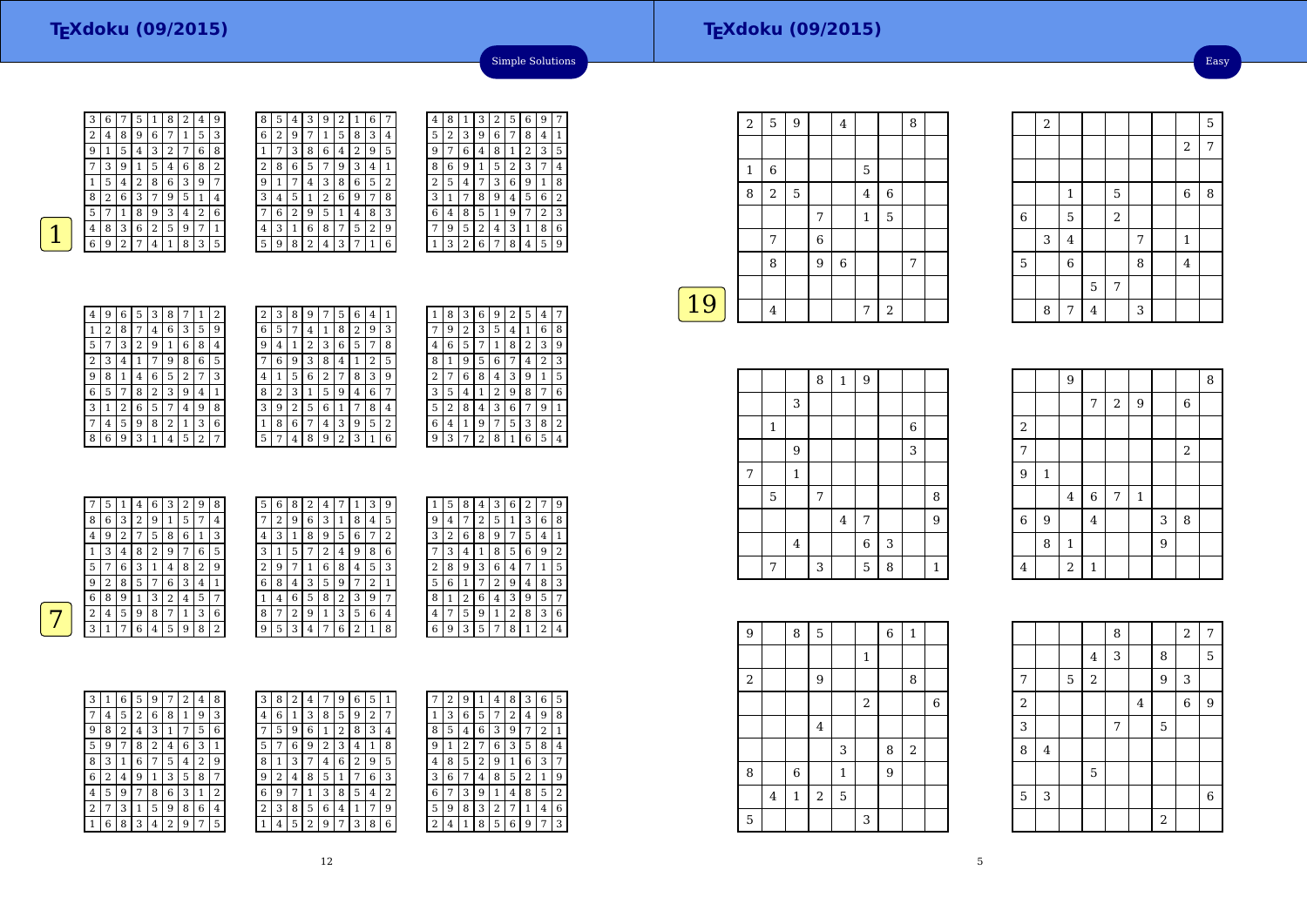## Simple Solutions

**1**

| | | | | | | | | |
|---|---|---|---|---|---|---|---|---|
| 3 | 6 | 7 | 5 | 1 | 8 | 2 | 4 | 9 |
| 2 | 4 | 8 | 9 | 6 | 7 | 1 | 5 | 3 |
| 9 | 1 | 5 | 4 | 3 | 2 | 7 | 6 | 8 |
| 7 | 3 | 9 | 1 | 5 | 4 | 6 | 8 | 2 |
| 1 | 5 | 4 | 2 | 8 | 6 | 3 | 9 | 7 |
| 8 | 2 | 6 | 3 | 7 | 9 | 5 | 1 | 4 |
| 5 | 7 | 1 | 8 | 9 | 3 | 4 | 2 | 6 |
| 4 | 8 | 3 | 6 | 2 | 5 | 9 | 7 | 1 |
| 6 | 9 | 2 | 7 | 4 | 1 | 8 | 3 | 5 |

| | | | | | | | | |
|---|---|---|---|---|---|---|---|---|
| 8 | 5 | 4 | 3 | 9 | 2 | 1 | 6 | 7 |
| 6 | 2 | 9 | 7 | 1 | 5 | 8 | 3 | 4 |
| 1 | 7 | 3 | 8 | 6 | 4 | 2 | 9 | 5 |
| 2 | 8 | 6 | 5 | 7 | 9 | 3 | 4 | 1 |
| 9 | 1 | 7 | 4 | 3 | 8 | 6 | 5 | 2 |
| 3 | 4 | 5 | 1 | 2 | 6 | 9 | 7 | 8 |
| 7 | 6 | 2 | 9 | 5 | 1 | 4 | 8 | 3 |
| 4 | 3 | 1 | 6 | 8 | 7 | 5 | 2 | 9 |
| 5 | 9 | 8 | 2 | 4 | 3 | 7 | 1 | 6 |

| | | | | | | | | |
|---|---|---|---|---|---|---|---|---|
| 4 | 8 | 1 | 3 | 2 | 5 | 6 | 9 | 7 |
| 5 | 2 | 3 | 9 | 6 | 7 | 8 | 4 | 1 |
| 9 | 7 | 6 | 4 | 8 | 1 | 2 | 3 | 5 |
| 8 | 6 | 9 | 1 | 5 | 2 | 3 | 7 | 4 |
| 2 | 5 | 4 | 7 | 3 | 6 | 9 | 1 | 8 |
| 3 | 1 | 7 | 8 | 9 | 4 | 5 | 6 | 2 |
| 6 | 4 | 8 | 5 | 1 | 9 | 7 | 2 | 3 |
| 7 | 9 | 5 | 2 | 4 | 3 | 1 | 8 | 6 |
| 1 | 3 | 2 | 6 | 7 | 8 | 4 | 5 | 9 |

| | | | | | | | | |
|---|---|---|---|---|---|---|---|---|
| 4 | 9 | 6 | 5 | 3 | 8 | 7 | 1 | 2 |
| 1 | 2 | 8 | 7 | 4 | 6 | 3 | 5 | 9 |
| 5 | 7 | 3 | 2 | 9 | 1 | 6 | 8 | 4 |
| 2 | 3 | 4 | 1 | 7 | 9 | 8 | 6 | 5 |
| 9 | 8 | 1 | 4 | 6 | 5 | 2 | 7 | 3 |
| 6 | 5 | 7 | 8 | 2 | 3 | 9 | 4 | 1 |
| 3 | 1 | 2 | 6 | 5 | 7 | 4 | 9 | 8 |
| 7 | 4 | 5 | 9 | 8 | 2 | 1 | 3 | 6 |
| 8 | 6 | 9 | 3 | 1 | 4 | 5 | 2 | 7 |

| | | | | | | | | |
|---|---|---|---|---|---|---|---|---|
| 2 | 3 | 8 | 9 | 7 | 5 | 6 | 4 | 1 |
| 6 | 5 | 7 | 4 | 1 | 8 | 2 | 9 | 3 |
| 9 | 4 | 1 | 2 | 3 | 6 | 5 | 7 | 8 |
| 7 | 6 | 9 | 3 | 8 | 4 | 1 | 2 | 5 |
| 4 | 1 | 5 | 6 | 2 | 7 | 8 | 3 | 9 |
| 8 | 2 | 3 | 1 | 5 | 9 | 4 | 6 | 7 |
| 3 | 9 | 2 | 5 | 6 | 1 | 7 | 8 | 4 |
| 1 | 8 | 6 | 7 | 4 | 3 | 9 | 5 | 2 |
| 5 | 7 | 4 | 8 | 9 | 2 | 3 | 1 | 6 |

| | | | | | | | | |
|---|---|---|---|---|---|---|---|---|
| 1 | 8 | 3 | 6 | 9 | 2 | 5 | 4 | 7 |
| 7 | 9 | 2 | 3 | 5 | 4 | 1 | 6 | 8 |
| 4 | 6 | 5 | 7 | 1 | 8 | 2 | 3 | 9 |
| 8 | 1 | 9 | 5 | 6 | 7 | 4 | 2 | 3 |
| 2 | 7 | 6 | 8 | 4 | 3 | 9 | 1 | 5 |
| 3 | 5 | 4 | 1 | 2 | 9 | 8 | 7 | 6 |
| 5 | 2 | 8 | 4 | 3 | 6 | 7 | 9 | 1 |
| 6 | 4 | 1 | 9 | 7 | 5 | 3 | 8 | 2 |
| 9 | 3 | 7 | 2 | 8 | 1 | 6 | 5 | 4 |

**7**

| | | | | | | | | |
|---|---|---|---|---|---|---|---|---|
| 7 | 5 | 1 | 4 | 6 | 3 | 2 | 9 | 8 |
| 8 | 6 | 3 | 2 | 9 | 1 | 5 | 7 | 4 |
| 4 | 9 | 2 | 7 | 5 | 8 | 6 | 1 | 3 |
| 1 | 3 | 4 | 8 | 2 | 9 | 7 | 6 | 5 |
| 5 | 7 | 6 | 3 | 1 | 4 | 8 | 2 | 9 |
| 9 | 2 | 8 | 5 | 7 | 6 | 3 | 4 | 1 |
| 6 | 8 | 9 | 1 | 3 | 2 | 4 | 5 | 7 |
| 2 | 4 | 5 | 9 | 8 | 7 | 1 | 3 | 6 |
| 3 | 1 | 7 | 6 | 4 | 5 | 9 | 8 | 2 |

| | | | | | | | | |
|---|---|---|---|---|---|---|---|---|
| 5 | 6 | 8 | 2 | 4 | 7 | 1 | 3 | 9 |
| 7 | 2 | 9 | 6 | 3 | 1 | 8 | 4 | 5 |
| 4 | 3 | 1 | 8 | 9 | 5 | 6 | 7 | 2 |
| 3 | 1 | 5 | 7 | 2 | 4 | 9 | 8 | 6 |
| 2 | 9 | 7 | 1 | 6 | 8 | 4 | 5 | 3 |
| 6 | 8 | 4 | 3 | 5 | 9 | 7 | 2 | 1 |
| 1 | 4 | 6 | 5 | 8 | 2 | 3 | 9 | 7 |
| 8 | 7 | 2 | 9 | 1 | 3 | 5 | 6 | 4 |
| 9 | 5 | 3 | 4 | 7 | 6 | 2 | 1 | 8 |

| | | | | | | | | |
|---|---|---|---|---|---|---|---|---|
| 1 | 5 | 8 | 4 | 3 | 6 | 2 | 7 | 9 |
| 9 | 4 | 7 | 2 | 5 | 1 | 3 | 6 | 8 |
| 3 | 2 | 6 | 8 | 9 | 7 | 5 | 4 | 1 |
| 7 | 3 | 4 | 1 | 8 | 5 | 6 | 9 | 2 |
| 2 | 8 | 9 | 3 | 6 | 4 | 7 | 1 | 5 |
| 5 | 6 | 1 | 7 | 2 | 9 | 4 | 8 | 3 |
| 8 | 1 | 2 | 6 | 4 | 3 | 9 | 5 | 7 |
| 4 | 7 | 5 | 9 | 1 | 2 | 8 | 3 | 6 |
| 6 | 9 | 3 | 5 | 7 | 8 | 1 | 2 | 4 |

| | | | | | | | | |
|---|---|---|---|---|---|---|---|---|
| 3 | 1 | 6 | 5 | 9 | 7 | 2 | 4 | 8 |
| 7 | 4 | 5 | 2 | 6 | 8 | 1 | 9 | 3 |
| 9 | 8 | 2 | 4 | 3 | 1 | 7 | 5 | 6 |
| 5 | 9 | 7 | 8 | 2 | 4 | 6 | 3 | 1 |
| 8 | 3 | 1 | 6 | 7 | 5 | 4 | 2 | 9 |
| 6 | 2 | 4 | 9 | 1 | 3 | 5 | 8 | 7 |
| 4 | 5 | 9 | 7 | 8 | 6 | 3 | 1 | 2 |
| 2 | 7 | 3 | 1 | 5 | 9 | 8 | 6 | 4 |
| 1 | 6 | 8 | 3 | 4 | 2 | 9 | 7 | 5 |

| | | | | | | | | |
|---|---|---|---|---|---|---|---|---|
| 3 | 8 | 2 | 4 | 7 | 9 | 6 | 5 | 1 |
| 4 | 6 | 1 | 3 | 8 | 5 | 9 | 2 | 7 |
| 7 | 5 | 9 | 6 | 1 | 2 | 8 | 3 | 4 |
| 5 | 7 | 6 | 9 | 2 | 3 | 4 | 1 | 8 |
| 8 | 1 | 3 | 7 | 4 | 6 | 2 | 9 | 5 |
| 9 | 2 | 4 | 8 | 5 | 1 | 7 | 6 | 3 |
| 6 | 9 | 7 | 1 | 3 | 8 | 5 | 4 | 2 |
| 2 | 3 | 8 | 5 | 6 | 4 | 1 | 7 | 9 |
| 1 | 4 | 5 | 2 | 9 | 7 | 3 | 8 | 6 |

| | | | | | | | | |
|---|---|---|---|---|---|---|---|---|
| 7 | 2 | 9 | 1 | 4 | 8 | 3 | 6 | 5 |
| 1 | 3 | 6 | 5 | 7 | 2 | 4 | 9 | 8 |
| 8 | 5 | 4 | 6 | 3 | 9 | 7 | 2 | 1 |
| 9 | 1 | 2 | 7 | 6 | 3 | 5 | 8 | 4 |
| 4 | 8 | 5 | 2 | 9 | 1 | 6 | 3 | 7 |
| 3 | 6 | 7 | 4 | 8 | 5 | 2 | 1 | 9 |
| 6 | 7 | 3 | 9 | 1 | 4 | 8 | 5 | 2 |
| 5 | 9 | 8 | 3 | 2 | 7 | 1 | 4 | 6 |
| 2 | 4 | 1 | 8 | 5 | 6 | 9 | 7 | 3 |

## Easy

**19**

| | | | | | | | | |
|---|---|---|---|---|---|---|---|---|
| 2 | 5 | 9 | | 4 | | | 8 | |
| | | | | | | | | |
| 1 | 6 | | | | 5 | | | |
| 8 | 2 | 5 | | | 4 | 6 | | |
| | | | 7 | | 1 | 5 | | |
| | 7 | | 6 | | | | | |
| | 8 | | 9 | 6 | | | 7 | |
| | | | | | | | | |
| | 4 | | | | 7 | 2 | | |

| | | | | | | | | |
|---|---|---|---|---|---|---|---|---|
| | 2 | | | | | | | 5 |
| | | | | | | | 2 | 7 |
| | | | | | | | | |
| | | 1 | | 5 | | | 6 | 8 |
| 6 | | 5 | | 2 | | | | |
| | 3 | 4 | | | 7 | | 1 | |
| 5 | | 6 | | | 8 | | 4 | |
| | | | 5 | 7 | | | | |
| | 8 | 7 | 4 | | 3 | | | |

| | | | | | | | | |
|---|---|---|---|---|---|---|---|---|
| | | | 8 | 1 | 9 | | | |
| | | 3 | | | | | | |
| | 1 | | | | | | 6 | |
| | | 9 | | | | | 3 | |
| 7 | | 1 | | | | | | |
| | 5 | | 7 | | | | | 8 |
| | | | | 4 | 7 | | | 9 |
| | | 4 | | | 6 | 3 | | |
| | 7 | | 3 | | 5 | 8 | | 1 |

| | | | | | | | | |
|---|---|---|---|---|---|---|---|---|
| | | 9 | | | | | | 8 |
| | | | 7 | 2 | 9 | | 6 | |
| 2 | | | | | | | | |
| 7 | | | | | | | 2 | |
| 9 | 1 | | | | | | | |
| | | 4 | 6 | 7 | 1 | | | |
| 6 | 9 | | 4 | | | 3 | 8 | |
| | 8 | 1 | | | | 9 | | |
| 4 | | 2 | 1 | | | | | |

| | | | | | | | | |
|---|---|---|---|---|---|---|---|---|
| 9 | | 8 | 5 | | | 6 | 1 | |
| | | | | | 1 | | | |
| 2 | | | 9 | | | | 8 | |
| | | | | | 2 | | | 6 |
| | | | 4 | | | | | |
| | | | | 3 | | 8 | 2 | |
| 8 | | 6 | | 1 | | 9 | | |
| | 4 | 1 | 2 | 5 | | | | |
| 5 | | | | | 3 | | | |

| | | | | | | | | |
|---|---|---|---|---|---|---|---|---|
| | | | | 8 | | | 2 | 7 |
| | | | 4 | 3 | | 8 | | 5 |
| 7 | | 5 | 2 | | | 9 | 3 | |
| 2 | | | | | 4 | | 6 | 9 |
| 3 | | | | 7 | | 5 | | |
| 8 | 4 | | | | | | | |
| | | | 5 | | | | | |
| 5 | 3 | | | | | | | 6 |
| | | | | | | 2 | | |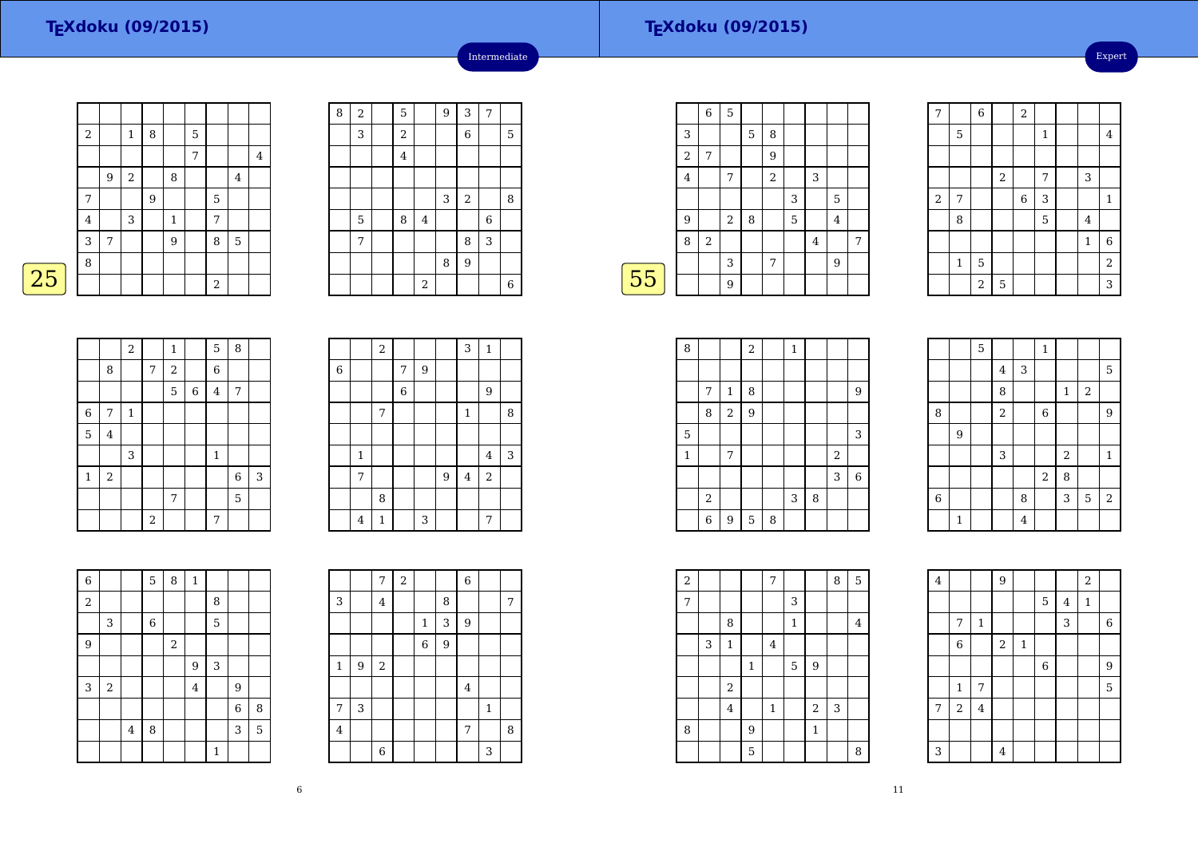# TEXdoku (09/2015)

Intermediate

25

|   |   |   |   |   |   |   |   |   |
|---|---|---|---|---|---|---|---|---|
|   |   |   |   |   |   |   |   |   |
| 2 |   | 1 | 8 |   | 5 |   |   |   |
|   |   |   |   |   | 7 |   |   | 4 |
|   | 9 | 2 |   | 8 |   |   | 4 |   |
| 7 |   |   | 9 |   |   | 5 |   |   |
| 4 |   | 3 |   | 1 |   | 7 |   |   |
| 3 | 7 |   |   | 9 |   | 8 | 5 |   |
| 8 |   |   |   |   |   |   |   |   |
|   |   |   |   |   |   | 2 |   |   |

|   |   |   |   |   |   |   |   |   |
|---|---|---|---|---|---|---|---|---|
| 8 | 2 |   | 5 |   | 9 | 3 | 7 |   |
|   | 3 |   | 2 |   |   | 6 |   | 5 |
|   |   |   | 4 |   |   |   |   |   |
|   |   |   |   |   |   |   |   |   |
|   |   |   |   |   | 3 | 2 |   | 8 |
|   | 5 |   | 8 | 4 |   |   | 6 |   |
|   | 7 |   |   |   |   | 8 | 3 |   |
|   |   |   |   |   | 8 | 9 |   |   |
|   |   |   |   | 2 |   |   |   | 6 |

|   |   |   |   |   |   |   |   |   |
|---|---|---|---|---|---|---|---|---|
|   |   | 2 |   | 1 |   | 5 | 8 |   |
|   | 8 |   | 7 | 2 |   | 6 |   |   |
|   |   |   |   | 5 | 6 | 4 | 7 |   |
| 6 | 7 | 1 |   |   |   |   |   |   |
| 5 | 4 |   |   |   |   |   |   |   |
|   |   | 3 |   |   |   | 1 |   |   |
| 1 | 2 |   |   |   |   |   | 6 | 3 |
|   |   |   |   | 7 |   |   | 5 |   |
|   |   |   | 2 |   |   | 7 |   |   |

|   |   |   |   |   |   |   |   |   |
|---|---|---|---|---|---|---|---|---|
|   |   | 2 |   |   |   | 3 | 1 |   |
| 6 |   |   | 7 | 9 |   |   |   |   |
|   |   |   | 6 |   |   |   | 9 |   |
|   |   | 7 |   |   |   | 1 |   | 8 |
|   |   |   |   |   |   |   |   |   |
|   | 1 |   |   |   |   |   | 4 | 3 |
|   | 7 |   |   |   | 9 | 4 | 2 |   |
|   |   | 8 |   |   |   |   |   |   |
|   | 4 | 1 |   | 3 |   |   | 7 |   |

|   |   |   |   |   |   |   |   |   |
|---|---|---|---|---|---|---|---|---|
| 6 |   |   | 5 | 8 | 1 |   |   |   |
| 2 |   |   |   |   |   | 8 |   |   |
|   | 3 |   | 6 |   |   | 5 |   |   |
| 9 |   |   |   | 2 |   |   |   |   |
|   |   |   |   |   | 9 | 3 |   |   |
| 3 | 2 |   |   |   | 4 |   | 9 |   |
|   |   |   |   |   |   |   | 6 | 8 |
|   |   | 4 | 8 |   |   |   | 3 | 5 |
|   |   |   |   |   |   | 1 |   |   |

|   |   |   |   |   |   |   |   |   |
|---|---|---|---|---|---|---|---|---|
|   |   | 7 | 2 |   |   | 6 |   |   |
| 3 |   | 4 |   |   | 8 |   |   | 7 |
|   |   |   |   | 1 | 3 | 9 |   |   |
|   |   |   |   | 6 | 9 |   |   |   |
| 1 | 9 | 2 |   |   |   |   |   |   |
|   |   |   |   |   |   | 4 |   |   |
| 7 | 3 |   |   |   |   |   | 1 |   |
| 4 |   |   |   |   |   | 7 |   | 8 |
|   |   | 6 |   |   |   |   | 3 |   |

# TEXdoku (09/2015)

Expert

55

|   |   |   |   |   |   |   |   |   |
|---|---|---|---|---|---|---|---|---|
|   | 6 | 5 |   |   |   |   |   |   |
| 3 |   |   | 5 | 8 |   |   |   |   |
| 2 | 7 |   |   | 9 |   |   |   |   |
| 4 |   | 7 |   | 2 |   | 3 |   |   |
|   |   |   |   |   | 3 |   | 5 |   |
| 9 |   | 2 | 8 |   | 5 |   | 4 |   |
| 8 | 2 |   |   |   |   | 4 |   | 7 |
|   |   | 3 |   | 7 |   |   | 9 |   |
|   |   | 9 |   |   |   |   |   |   |

|   |   |   |   |   |   |   |   |   |
|---|---|---|---|---|---|---|---|---|
| 7 |   | 6 |   | 2 |   |   |   |   |
|   | 5 |   |   |   | 1 |   |   | 4 |
|   |   |   |   |   |   |   |   |   |
|   |   |   | 2 |   | 7 |   | 3 |   |
| 2 | 7 |   |   | 6 | 3 |   |   | 1 |
|   | 8 |   |   |   | 5 |   | 4 |   |
|   |   |   |   |   |   |   | 1 | 6 |
|   | 1 | 5 |   |   |   |   |   | 2 |
|   |   | 2 | 5 |   |   |   |   | 3 |

|   |   |   |   |   |   |   |   |   |
|---|---|---|---|---|---|---|---|---|
| 8 |   |   | 2 |   | 1 |   |   |   |
|   |   |   |   |   |   |   |   |   |
|   | 7 | 1 | 8 |   |   |   |   | 9 |
|   | 8 | 2 | 9 |   |   |   |   |   |
| 5 |   |   |   |   |   |   |   | 3 |
| 1 |   | 7 |   |   |   |   | 2 |   |
|   |   |   |   |   |   |   | 3 | 6 |
|   | 2 |   |   |   | 3 | 8 |   |   |
|   | 6 | 9 | 5 | 8 |   |   |   |   |

|   |   |   |   |   |   |   |   |   |
|---|---|---|---|---|---|---|---|---|
|   |   | 5 |   |   | 1 |   |   |   |
|   |   |   | 4 | 3 |   |   |   | 5 |
|   |   |   | 8 |   |   | 1 | 2 |   |
| 8 |   |   | 2 |   | 6 |   |   | 9 |
|   | 9 |   |   |   |   |   |   |   |
|   |   |   | 3 |   |   | 2 |   | 1 |
|   |   |   |   |   | 2 | 8 |   |   |
| 6 |   |   |   | 8 |   | 3 | 5 | 2 |
|   | 1 |   |   | 4 |   |   |   |   |

|   |   |   |   |   |   |   |   |   |
|---|---|---|---|---|---|---|---|---|
| 2 |   |   |   | 7 |   |   | 8 | 5 |
| 7 |   |   |   |   | 3 |   |   |   |
|   |   | 8 |   |   | 1 |   |   | 4 |
|   | 3 | 1 |   | 4 |   |   |   |   |
|   |   |   | 1 |   | 5 | 9 |   |   |
|   |   | 2 |   |   |   |   |   |   |
|   |   | 4 |   | 1 |   | 2 | 3 |   |
| 8 |   |   | 9 |   |   | 1 |   |   |
|   |   |   | 5 |   |   |   |   | 8 |

|   |   |   |   |   |   |   |   |   |
|---|---|---|---|---|---|---|---|---|
| 4 |   |   | 9 |   |   |   | 2 |   |
|   |   |   |   |   | 5 | 4 | 1 |   |
|   | 7 | 1 |   |   |   | 3 |   | 6 |
|   | 6 |   | 2 | 1 |   |   |   |   |
|   |   |   |   |   | 6 |   |   | 9 |
|   | 1 | 7 |   |   |   |   |   | 5 |
| 7 | 2 | 4 |   |   |   |   |   |   |
|   |   |   |   |   |   |   |   |   |
| 3 |   |   | 4 |   |   |   |   |   |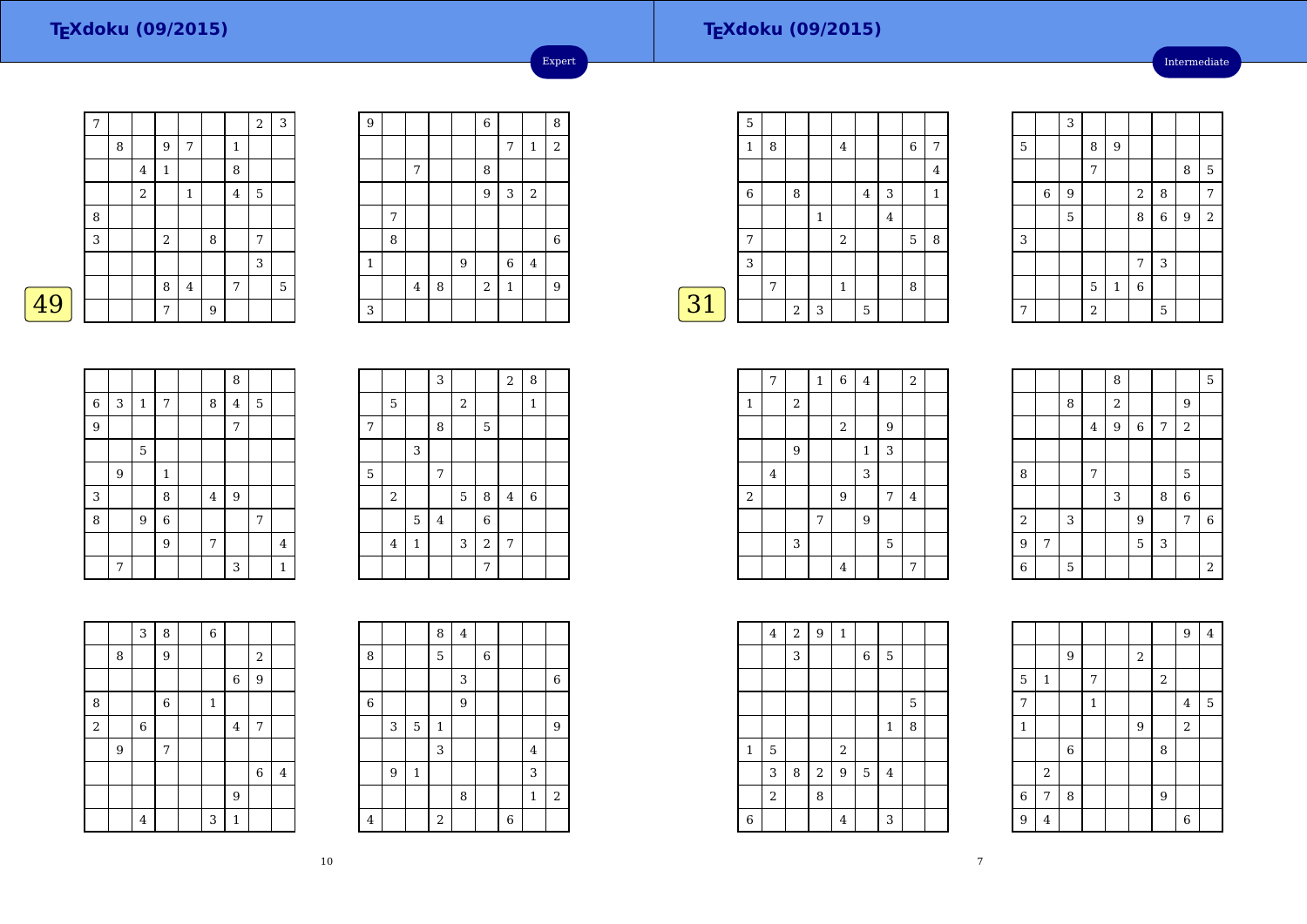# TEXdoku (09/2015)

Expert

49

| 7 | | | | | | | 2 | 3 |
|---|---|---|---|---|---|---|---|---|
| | 8 | | 9 | 7 | | 1 | | |
| | | 4 | 1 | | | 8 | | |
| | | 2 | | 1 | | 4 | 5 | |
| 8 | | | | | | | | |
| 3 | | | 2 | | 8 | | 7 | |
| | | | | | | | 3 | |
| | | | 8 | 4 | | 7 | | 5 |
| | | | 7 | | 9 | | | |

| 9 | | | | | 6 | | | 8 |
|---|---|---|---|---|---|---|---|---|
| | | | | | | 7 | 1 | 2 |
| | | 7 | | | 8 | | | |
| | | | | | 9 | 3 | 2 | |
| | 7 | | | | | | | |
| | 8 | | | | | | | 6 |
| 1 | | | | 9 | | 6 | 4 | |
| | | 4 | 8 | | 2 | 1 | | 9 |
| 3 | | | | | | | | |

| | | | | | | 8 | | |
|---|---|---|---|---|---|---|---|---|
| 6 | 3 | 1 | 7 | | 8 | 4 | 5 | |
| 9 | | | | | | 7 | | |
| | | 5 | | | | | | |
| | 9 | | 1 | | | | | |
| 3 | | | 8 | | 4 | 9 | | |
| 8 | | 9 | 6 | | | | 7 | |
| | | | 9 | | 7 | | | 4 |
| | 7 | | | | | 3 | | 1 |

| | | | 3 | | | 2 | 8 | |
|---|---|---|---|---|---|---|---|---|
| | 5 | | | 2 | | | 1 | |
| 7 | | | 8 | | 5 | | | |
| | | 3 | | | | | | |
| 5 | | | 7 | | | | | |
| | 2 | | | 5 | 8 | 4 | 6 | |
| | | 5 | 4 | | 6 | | | |
| | 4 | 1 | | 3 | 2 | 7 | | |
| | | | | | 7 | | | |

| | | 3 | 8 | | 6 | | | |
|---|---|---|---|---|---|---|---|---|
| | 8 | | 9 | | | | 2 | |
| | | | | | | 6 | 9 | |
| 8 | | | 6 | | 1 | | | |
| 2 | | 6 | | | | 4 | 7 | |
| | 9 | | 7 | | | | | |
| | | | | | | | 6 | 4 |
| | | | | | | 9 | | |
| | | 4 | | | 3 | 1 | | |

| | | | 8 | 4 | | | | |
|---|---|---|---|---|---|---|---|---|
| 8 | | | 5 | | 6 | | | |
| | | | | 3 | | | | 6 |
| 6 | | | | 9 | | | | |
| | 3 | 5 | 1 | | | | | 9 |
| | | | 3 | | | | 4 | |
| | 9 | 1 | | | | | 3 | |
| | | | | 8 | | | 1 | 2 |
| 4 | | | 2 | | | 6 | | |

# TEXdoku (09/2015)

Intermediate

31

| 5 | | | | | | | | |
|---|---|---|---|---|---|---|---|---|
| 1 | 8 | | | 4 | | | 6 | 7 |
| | | | | | | | | 4 |
| 6 | | 8 | | | 4 | 3 | | 1 |
| | | | 1 | | | 4 | | |
| 7 | | | | 2 | | | 5 | 8 |
| 3 | | | | | | | | |
| | 7 | | | 1 | | | 8 | |
| | | 2 | 3 | | 5 | | | |

| | | 3 | | | | | | |
|---|---|---|---|---|---|---|---|---|
| 5 | | | 8 | 9 | | | | |
| | | | 7 | | | | 8 | 5 |
| | 6 | 9 | | | 2 | 8 | | 7 |
| | | 5 | | | 8 | 6 | 9 | 2 |
| 3 | | | | | | | | |
| | | | | | 7 | 3 | | |
| | | | 5 | 1 | 6 | | | |
| 7 | | | 2 | | | 5 | | |

| | 7 | | 1 | 6 | 4 | | 2 | |
|---|---|---|---|---|---|---|---|---|
| 1 | | 2 | | | | | | |
| | | | | 2 | | 9 | | |
| | | 9 | | | 1 | 3 | | |
| | 4 | | | | 3 | | | |
| 2 | | | | 9 | | 7 | 4 | |
| | | | 7 | | 9 | | | |
| | | 3 | | | | 5 | | |
| | | | | 4 | | | 7 | |

| | | | | 8 | | | | 5 |
|---|---|---|---|---|---|---|---|---|
| | | 8 | | 2 | | | 9 | |
| | | | 4 | 9 | 6 | 7 | 2 | |
| | | | | | | | | |
| 8 | | | 7 | | | | 5 | |
| | | | | 3 | | 8 | 6 | |
| 2 | | 3 | | | 9 | | 7 | 6 |
| 9 | 7 | | | | 5 | 3 | | |
| 6 | | 5 | | | | | | 2 |

| | 4 | 2 | 9 | 1 | | | | |
|---|---|---|---|---|---|---|---|---|
| | | 3 | | | 6 | 5 | | |
| | | | | | | | | |
| | | | | | | | 5 | |
| | | | | | | 1 | 8 | |
| 1 | 5 | | | 2 | | | | |
| | 3 | 8 | 2 | 9 | 5 | 4 | | |
| | 2 | | 8 | | | | | |
| 6 | | | | 4 | | 3 | | |

| | | | | | | | 9 | 4 |
|---|---|---|---|---|---|---|---|---|
| | | 9 | | | 2 | | | |
| 5 | 1 | | 7 | | | 2 | | |
| 7 | | | 1 | | | | 4 | 5 |
| 1 | | | | | 9 | | 2 | |
| | | 6 | | | | 8 | | |
| | 2 | | | | | | | |
| 6 | 7 | 8 | | | | 9 | | |
| 9 | 4 | | | | | | 6 | |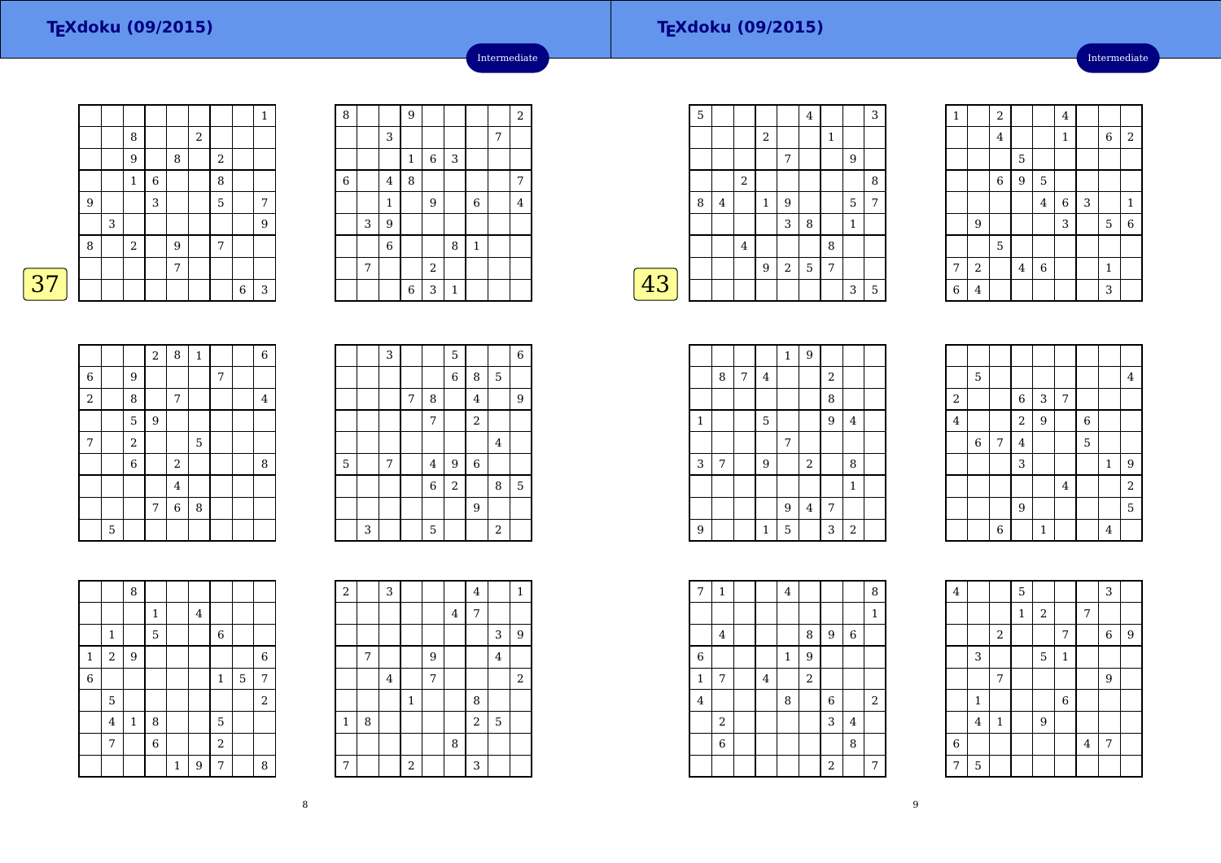# TEXdoku (09/2015)

Intermediate

37

| | | | | | | | | |
|---|---|---|---|---|---|---|---|---|
| | | | | | | | | 1 |
| | | 8 | | | 2 | | | |
| | | 9 | | 8 | | 2 | | |
| | | 1 | 6 | | | 8 | | |
| 9 | | | 3 | | | 5 | | 7 |
| | 3 | | | | | | | 9 |
| 8 | | 2 | | 9 | | 7 | | |
| | | | | 7 | | | | |
| | | | | | | | 6 | 3 |

| | | | | | | | | |
|---|---|---|---|---|---|---|---|---|
| 8 | | | 9 | | | | | 2 |
| | | 3 | | | | | 7 | |
| | | | 1 | 6 | 3 | | | |
| 6 | | 4 | 8 | | | | | 7 |
| | | 1 | | 9 | | 6 | | 4 |
| | 3 | 9 | | | | | | |
| | | 6 | | | 8 | 1 | | |
| | 7 | | | 2 | | | | |
| | | | 6 | 3 | 1 | | | |

| | | | | | | | | |
|---|---|---|---|---|---|---|---|---|
| | | | 2 | 8 | 1 | | | 6 |
| 6 | | 9 | | | | 7 | | |
| 2 | | 8 | | 7 | | | | 4 |
| | | 5 | 9 | | | | | |
| 7 | | 2 | | | 5 | | | |
| | | 6 | | 2 | | | | 8 |
| | | | | 4 | | | | |
| | | | 7 | 6 | 8 | | | |
| | 5 | | | | | | | |

| | | | | | | | | |
|---|---|---|---|---|---|---|---|---|
| | | 3 | | | 5 | | | 6 |
| | | | | | 6 | 8 | 5 | |
| | | | 7 | 8 | | 4 | | 9 |
| | | | | 7 | | 2 | | |
| | | | | | | | 4 | |
| 5 | | 7 | | 4 | 9 | 6 | | |
| | | | | 6 | 2 | | 8 | 5 |
| | | | | | | 9 | | |
| | 3 | | | 5 | | | 2 | |

| | | | | | | | | |
|---|---|---|---|---|---|---|---|---|
| | | 8 | | | | | | |
| | | | 1 | | 4 | | | |
| | 1 | | 5 | | | 6 | | |
| 1 | 2 | 9 | | | | | | 6 |
| 6 | | | | | | 1 | 5 | 7 |
| | 5 | | | | | | | 2 |
| | 4 | 1 | 8 | | | 5 | | |
| | 7 | | 6 | | | 2 | | |
| | | | | 1 | 9 | 7 | | 8 |

| | | | | | | | | |
|---|---|---|---|---|---|---|---|---|
| 2 | | 3 | | | | 4 | | 1 |
| | | | | | 4 | 7 | | |
| | | | | | | | 3 | 9 |
| | 7 | | | 9 | | | 4 | |
| | | 4 | | 7 | | | | 2 |
| | | | 1 | | | 8 | | |
| 1 | 8 | | | | | 2 | 5 | |
| | | | | | 8 | | | |
| 7 | | | 2 | | | 3 | | |

# TEXdoku (09/2015)

Intermediate

43

| | | | | | | | | |
|---|---|---|---|---|---|---|---|---|
| 5 | | | | | 4 | | | 3 |
| | | | 2 | | | 1 | | |
| | | | | 7 | | | 9 | |
| | | 2 | | | | | | 8 |
| 8 | 4 | | 1 | 9 | | | 5 | 7 |
| | | | | 3 | 8 | | 1 | |
| | | 4 | | | | 8 | | |
| | | | 9 | 2 | 5 | 7 | | |
| | | | | | | | 3 | 5 |

| | | | | | | | | |
|---|---|---|---|---|---|---|---|---|
| 1 | | 2 | | | 4 | | | |
| | | 4 | | | 1 | | 6 | 2 |
| | | | 5 | | | | | |
| | | 6 | 9 | 5 | | | | |
| | | | | 4 | 6 | 3 | | 1 |
| | 9 | | | | 3 | | 5 | 6 |
| | | 5 | | | | | | |
| 7 | 2 | | 4 | 6 | | | 1 | |
| 6 | 4 | | | | | | 3 | |

| | | | | | | | | |
|---|---|---|---|---|---|---|---|---|
| | | | | 1 | 9 | | | |
| | 8 | 7 | 4 | | | 2 | | |
| | | | | | | 8 | | |
| 1 | | | 5 | | | 9 | 4 | |
| | | | | 7 | | | | |
| 3 | 7 | | 9 | | 2 | | 8 | |
| | | | | | | | 1 | |
| | | | | 9 | 4 | 7 | | |
| 9 | | | 1 | 5 | | 3 | 2 | |

| | | | | | | | | |
|---|---|---|---|---|---|---|---|---|
| | | | | | | | | |
| | 5 | | | | | | | 4 |
| 2 | | | 6 | 3 | 7 | | | |
| 4 | | | 2 | 9 | | 6 | | |
| | 6 | 7 | 4 | | | 5 | | |
| | | | 3 | | | | 1 | 9 |
| | | | | | 4 | | | 2 |
| | | | 9 | | | | | 5 |
| | | 6 | | 1 | | | 4 | |

| | | | | | | | | |
|---|---|---|---|---|---|---|---|---|
| 7 | 1 | | | 4 | | | | 8 |
| | | | | | | | | 1 |
| | 4 | | | | 8 | 9 | 6 | |
| 6 | | | | 1 | 9 | | | |
| 1 | 7 | | 4 | | 2 | | | |
| 4 | | | | 8 | | 6 | | 2 |
| | 2 | | | | | 3 | 4 | |
| | 6 | | | | | | 8 | |
| | | | | | | 2 | | 7 |

| | | | | | | | | |
|---|---|---|---|---|---|---|---|---|
| 4 | | | 5 | | | | 3 | |
| | | | 1 | 2 | | 7 | | |
| | | 2 | | | 7 | | 6 | 9 |
| | 3 | | | 5 | 1 | | | |
| | | 7 | | | | | 9 | |
| | 1 | | | | 6 | | | |
| | 4 | 1 | | 9 | | | | |
| 6 | | | | | | 4 | 7 | |
| 7 | 5 | | | | | | | |